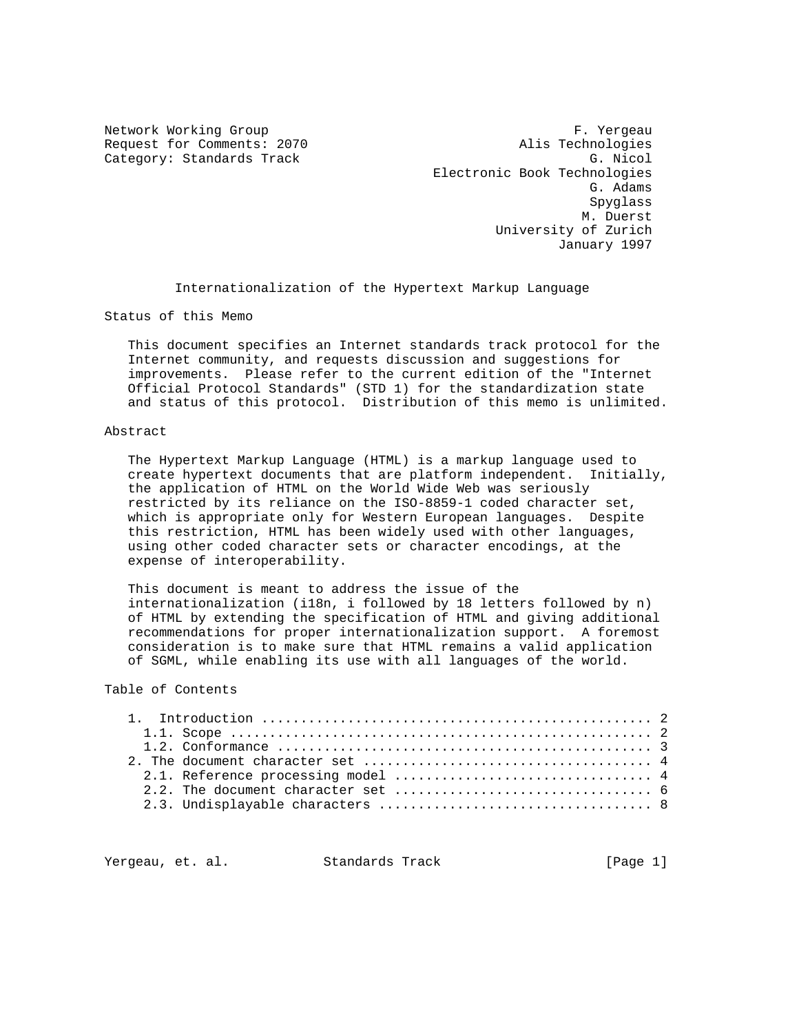Network Working Group                                         F. Yergeau
Request for Comments: 2070                             Alis Technologies
Category: Standards Track                                       G. Nicol
                                            Electronic Book Technologies
                                                               G. Adams
                                                               Spyglass
                                                               M. Duerst
                                                   University of Zurich
                                                           January 1997

# Internationalization of the Hypertext Markup Language

## Status of this Memo

This document specifies an Internet standards track protocol for the Internet community, and requests discussion and suggestions for improvements. Please refer to the current edition of the "Internet Official Protocol Standards" (STD 1) for the standardization state and status of this protocol. Distribution of this memo is unlimited.

## Abstract

The Hypertext Markup Language (HTML) is a markup language used to create hypertext documents that are platform independent. Initially, the application of HTML on the World Wide Web was seriously restricted by its reliance on the ISO-8859-1 coded character set, which is appropriate only for Western European languages. Despite this restriction, HTML has been widely used with other languages, using other coded character sets or character encodings, at the expense of interoperability.

This document is meant to address the issue of the internationalization (i18n, i followed by 18 letters followed by n) of HTML by extending the specification of HTML and giving additional recommendations for proper internationalization support. A foremost consideration is to make sure that HTML remains a valid application of SGML, while enabling its use with all languages of the world.

## Table of Contents

```
1.  Introduction ................................................. 2
  1.1. Scope ..................................................... 2
  1.2. Conformance ............................................... 3
2. The document character set .................................... 4
  2.1. Reference processing model ................................ 4
  2.2. The document character set ................................ 6
  2.3. Undisplayable characters .................................. 8
```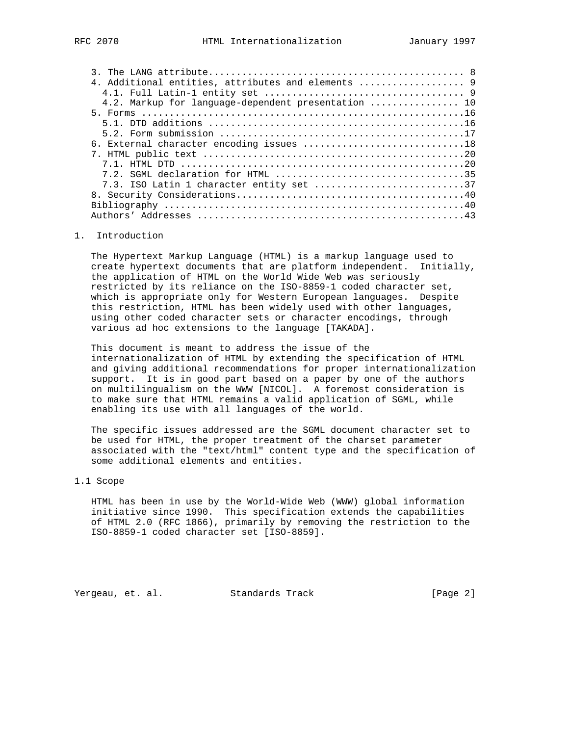```
   3. The LANG attribute............................................. 8
   4. Additional entities, attributes and elements .................. 9
     4.1. Full Latin-1 entity set ................................... 9
     4.2. Markup for language-dependent presentation ................ 10
   5. Forms .........................................................16
     5.1. DTD additions .............................................16
     5.2. Form submission ...........................................17
   6. External character encoding issues ............................18
   7. HTML public text ..............................................20
     7.1. HTML DTD ..................................................20
     7.2. SGML declaration for HTML .................................35
     7.3. ISO Latin 1 character entity set ..........................37
   8. Security Considerations........................................40
   Bibliography .....................................................40
   Authors' Addresses ...............................................43
```

## 1. Introduction

The Hypertext Markup Language (HTML) is a markup language used to create hypertext documents that are platform independent. Initially, the application of HTML on the World Wide Web was seriously restricted by its reliance on the ISO-8859-1 coded character set, which is appropriate only for Western European languages. Despite this restriction, HTML has been widely used with other languages, using other coded character sets or character encodings, through various ad hoc extensions to the language [TAKADA].

This document is meant to address the issue of the internationalization of HTML by extending the specification of HTML and giving additional recommendations for proper internationalization support. It is in good part based on a paper by one of the authors on multilingualism on the WWW [NICOL]. A foremost consideration is to make sure that HTML remains a valid application of SGML, while enabling its use with all languages of the world.

The specific issues addressed are the SGML document character set to be used for HTML, the proper treatment of the charset parameter associated with the "text/html" content type and the specification of some additional elements and entities.

### 1.1 Scope

HTML has been in use by the World-Wide Web (WWW) global information initiative since 1990. This specification extends the capabilities of HTML 2.0 (RFC 1866), primarily by removing the restriction to the ISO-8859-1 coded character set [ISO-8859].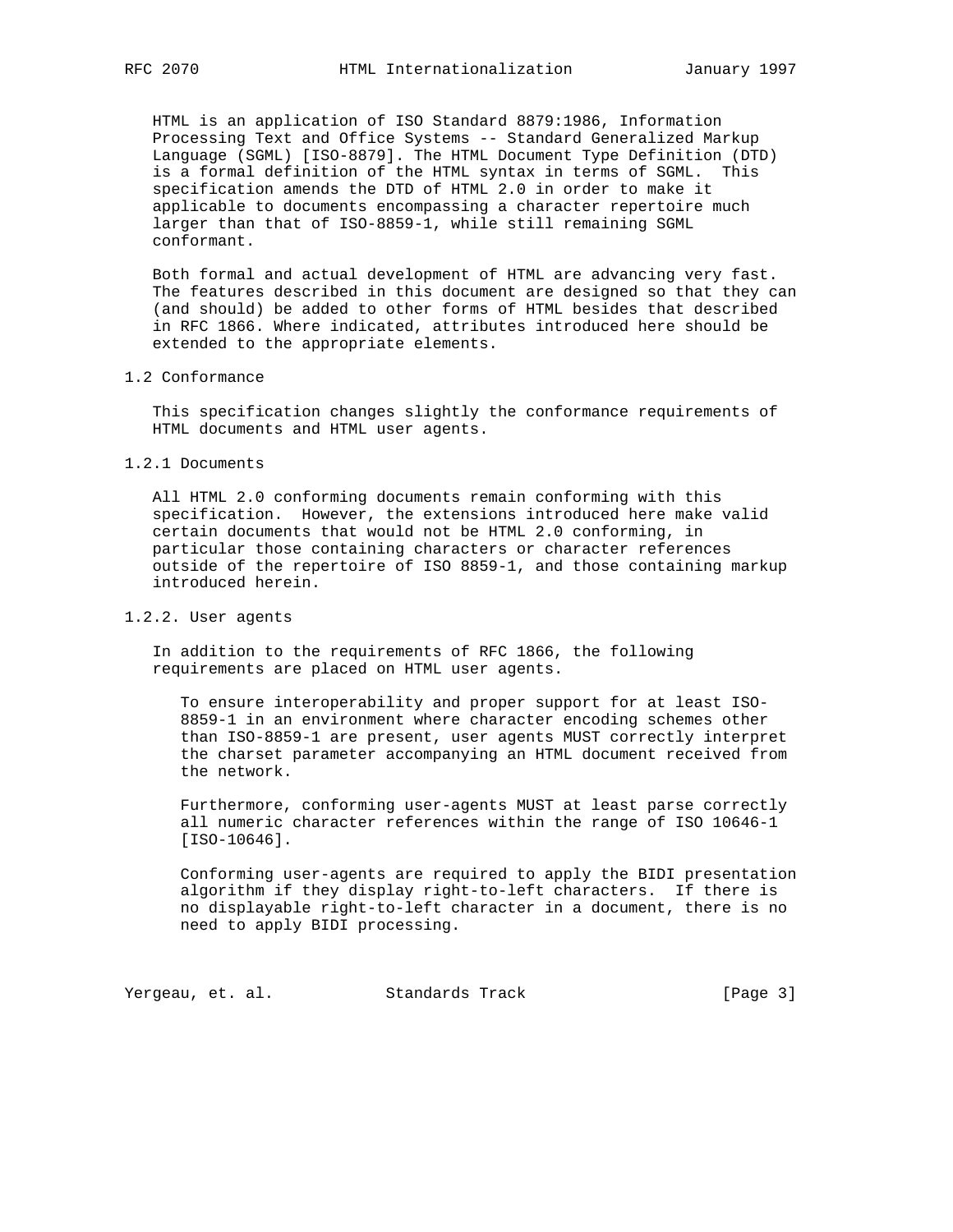HTML is an application of ISO Standard 8879:1986, Information Processing Text and Office Systems -- Standard Generalized Markup Language (SGML) [ISO-8879]. The HTML Document Type Definition (DTD) is a formal definition of the HTML syntax in terms of SGML. This specification amends the DTD of HTML 2.0 in order to make it applicable to documents encompassing a character repertoire much larger than that of ISO-8859-1, while still remaining SGML conformant.

Both formal and actual development of HTML are advancing very fast. The features described in this document are designed so that they can (and should) be added to other forms of HTML besides that described in RFC 1866. Where indicated, attributes introduced here should be extended to the appropriate elements.

### 1.2 Conformance

This specification changes slightly the conformance requirements of HTML documents and HTML user agents.

#### 1.2.1 Documents

All HTML 2.0 conforming documents remain conforming with this specification. However, the extensions introduced here make valid certain documents that would not be HTML 2.0 conforming, in particular those containing characters or character references outside of the repertoire of ISO 8859-1, and those containing markup introduced herein.

#### 1.2.2. User agents

In addition to the requirements of RFC 1866, the following requirements are placed on HTML user agents.

> To ensure interoperability and proper support for at least ISO-8859-1 in an environment where character encoding schemes other than ISO-8859-1 are present, user agents MUST correctly interpret the charset parameter accompanying an HTML document received from the network.
>
> Furthermore, conforming user-agents MUST at least parse correctly all numeric character references within the range of ISO 10646-1 [ISO-10646].
>
> Conforming user-agents are required to apply the BIDI presentation algorithm if they display right-to-left characters. If there is no displayable right-to-left character in a document, there is no need to apply BIDI processing.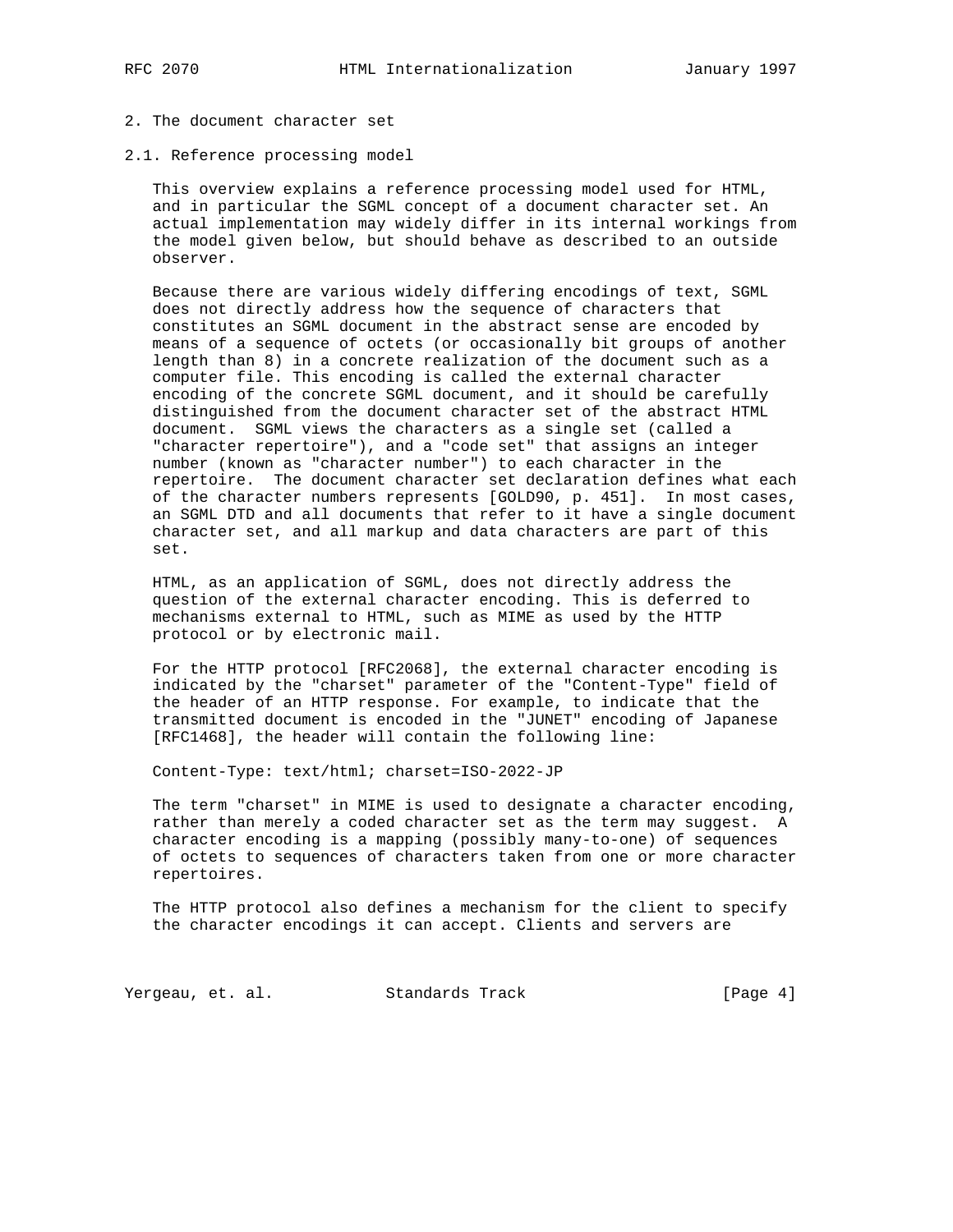## 2. The document character set

### 2.1. Reference processing model

This overview explains a reference processing model used for HTML, and in particular the SGML concept of a document character set. An actual implementation may widely differ in its internal workings from the model given below, but should behave as described to an outside observer.

Because there are various widely differing encodings of text, SGML does not directly address how the sequence of characters that constitutes an SGML document in the abstract sense are encoded by means of a sequence of octets (or occasionally bit groups of another length than 8) in a concrete realization of the document such as a computer file. This encoding is called the external character encoding of the concrete SGML document, and it should be carefully distinguished from the document character set of the abstract HTML document. SGML views the characters as a single set (called a "character repertoire"), and a "code set" that assigns an integer number (known as "character number") to each character in the repertoire. The document character set declaration defines what each of the character numbers represents [GOLD90, p. 451]. In most cases, an SGML DTD and all documents that refer to it have a single document character set, and all markup and data characters are part of this set.

HTML, as an application of SGML, does not directly address the question of the external character encoding. This is deferred to mechanisms external to HTML, such as MIME as used by the HTTP protocol or by electronic mail.

For the HTTP protocol [RFC2068], the external character encoding is indicated by the "charset" parameter of the "Content-Type" field of the header of an HTTP response. For example, to indicate that the transmitted document is encoded in the "JUNET" encoding of Japanese [RFC1468], the header will contain the following line:

```
Content-Type: text/html; charset=ISO-2022-JP
```

The term "charset" in MIME is used to designate a character encoding, rather than merely a coded character set as the term may suggest. A character encoding is a mapping (possibly many-to-one) of sequences of octets to sequences of characters taken from one or more character repertoires.

The HTTP protocol also defines a mechanism for the client to specify the character encodings it can accept. Clients and servers are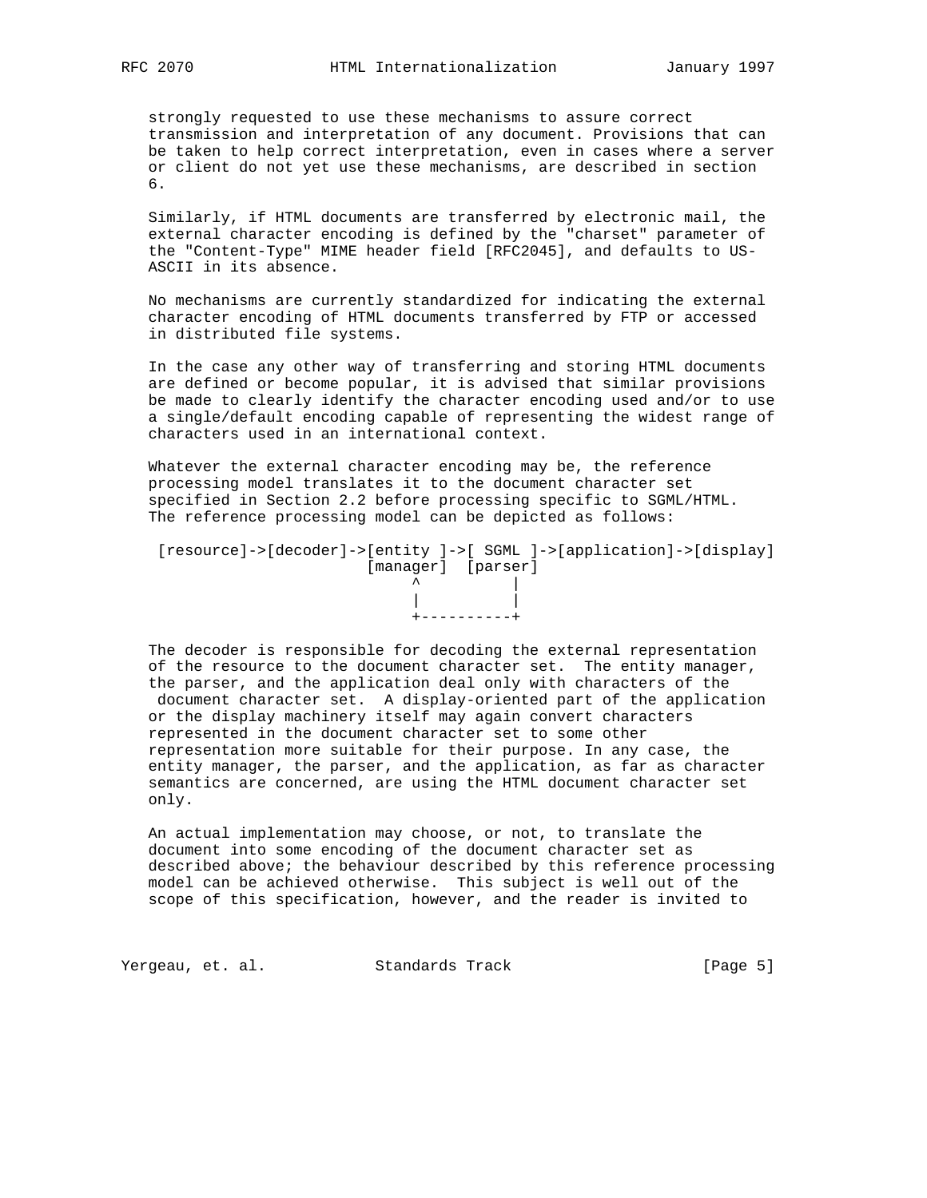strongly requested to use these mechanisms to assure correct transmission and interpretation of any document. Provisions that can be taken to help correct interpretation, even in cases where a server or client do not yet use these mechanisms, are described in section 6.

Similarly, if HTML documents are transferred by electronic mail, the external character encoding is defined by the "charset" parameter of the "Content-Type" MIME header field [RFC2045], and defaults to US-ASCII in its absence.

No mechanisms are currently standardized for indicating the external character encoding of HTML documents transferred by FTP or accessed in distributed file systems.

In the case any other way of transferring and storing HTML documents are defined or become popular, it is advised that similar provisions be made to clearly identify the character encoding used and/or to use a single/default encoding capable of representing the widest range of characters used in an international context.

Whatever the external character encoding may be, the reference processing model translates it to the document character set specified in Section 2.2 before processing specific to SGML/HTML. The reference processing model can be depicted as follows:

```
 [resource]->[decoder]->[entity ]->[ SGML ]->[application]->[display]
                        [manager]  [parser]
                             ^          |
                             |          |
                             +----------+
```

The decoder is responsible for decoding the external representation of the resource to the document character set. The entity manager, the parser, and the application deal only with characters of the document character set. A display-oriented part of the application or the display machinery itself may again convert characters represented in the document character set to some other representation more suitable for their purpose. In any case, the entity manager, the parser, and the application, as far as character semantics are concerned, are using the HTML document character set only.

An actual implementation may choose, or not, to translate the document into some encoding of the document character set as described above; the behaviour described by this reference processing model can be achieved otherwise. This subject is well out of the scope of this specification, however, and the reader is invited to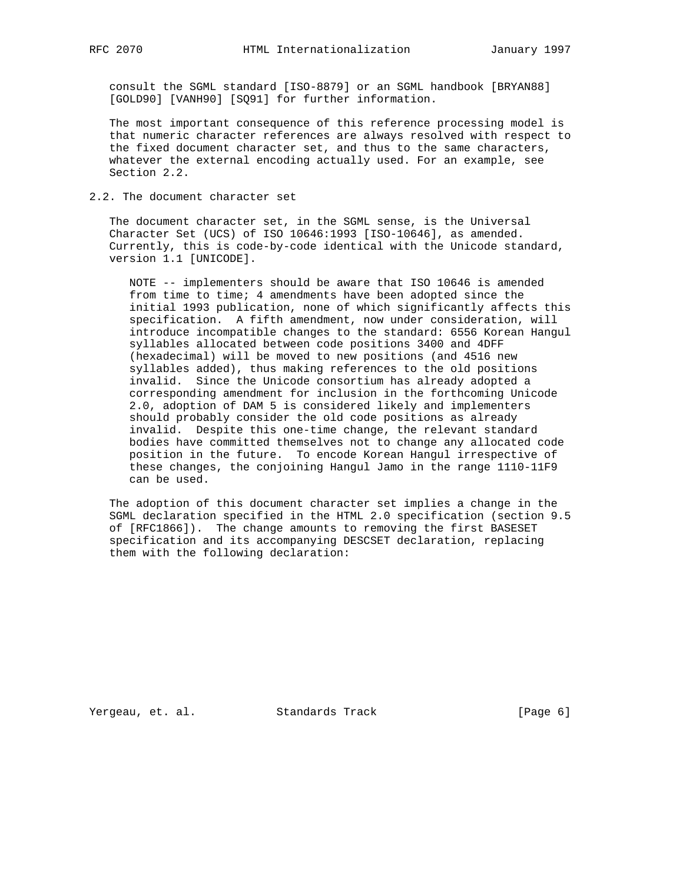consult the SGML standard [ISO-8879] or an SGML handbook [BRYAN88] [GOLD90] [VANH90] [SQ91] for further information.

The most important consequence of this reference processing model is that numeric character references are always resolved with respect to the fixed document character set, and thus to the same characters, whatever the external encoding actually used. For an example, see Section 2.2.

## 2.2. The document character set

The document character set, in the SGML sense, is the Universal Character Set (UCS) of ISO 10646:1993 [ISO-10646], as amended. Currently, this is code-by-code identical with the Unicode standard, version 1.1 [UNICODE].

> NOTE -- implementers should be aware that ISO 10646 is amended from time to time; 4 amendments have been adopted since the initial 1993 publication, none of which significantly affects this specification. A fifth amendment, now under consideration, will introduce incompatible changes to the standard: 6556 Korean Hangul syllables allocated between code positions 3400 and 4DFF (hexadecimal) will be moved to new positions (and 4516 new syllables added), thus making references to the old positions invalid. Since the Unicode consortium has already adopted a corresponding amendment for inclusion in the forthcoming Unicode 2.0, adoption of DAM 5 is considered likely and implementers should probably consider the old code positions as already invalid. Despite this one-time change, the relevant standard bodies have committed themselves not to change any allocated code position in the future. To encode Korean Hangul irrespective of these changes, the conjoining Hangul Jamo in the range 1110-11F9 can be used.

The adoption of this document character set implies a change in the SGML declaration specified in the HTML 2.0 specification (section 9.5 of [RFC1866]). The change amounts to removing the first BASESET specification and its accompanying DESCSET declaration, replacing them with the following declaration: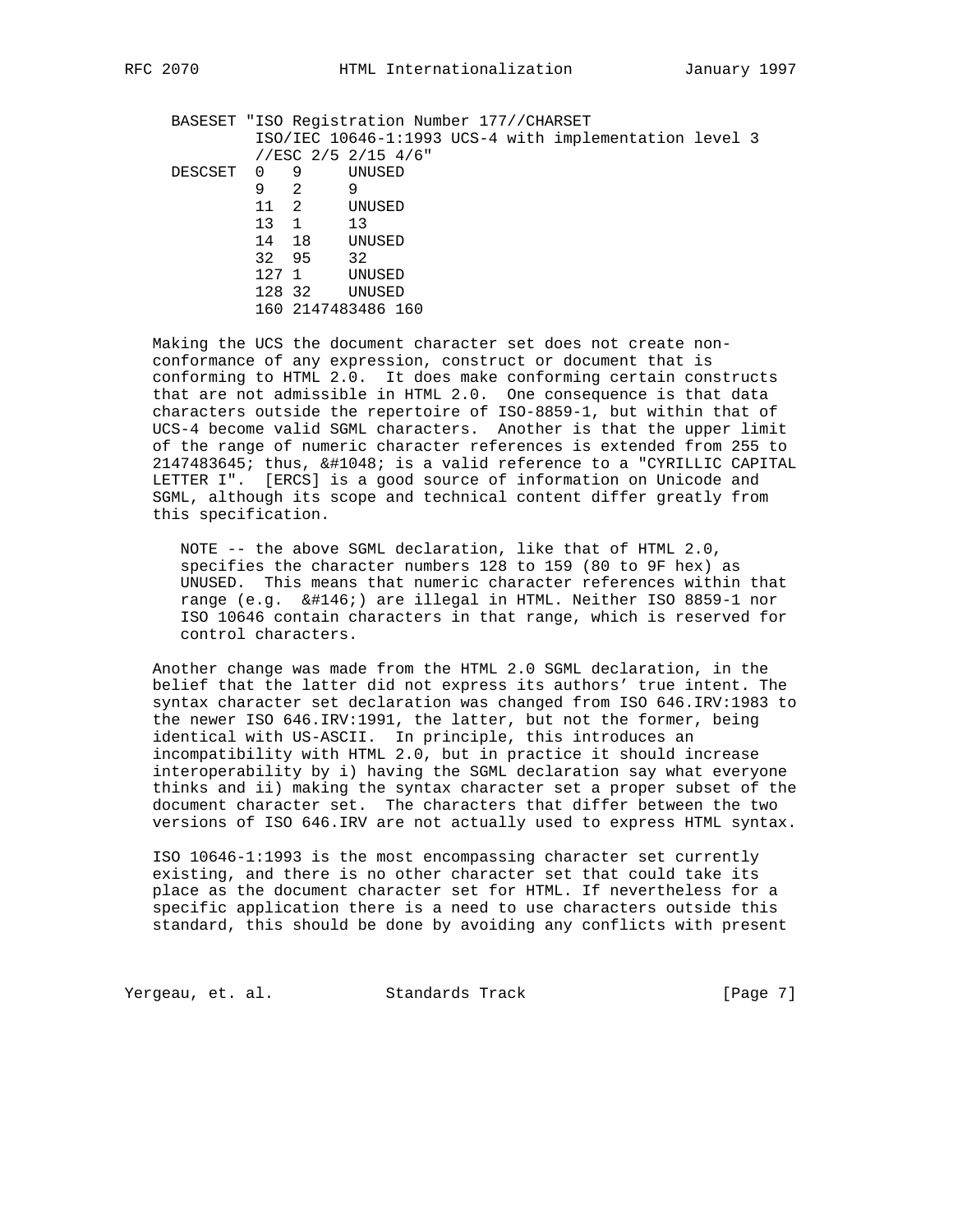```
BASESET "ISO Registration Number 177//CHARSET
         ISO/IEC 10646-1:1993 UCS-4 with implementation level 3
         //ESC 2/5 2/15 4/6"
DESCSET  0   9     UNUSED
         9   2     9
         11  2     UNUSED
         13  1     13
         14  18    UNUSED
         32  95    32
         127 1     UNUSED
         128 32    UNUSED
         160 2147483486 160
```

Making the UCS the document character set does not create non-conformance of any expression, construct or document that is conforming to HTML 2.0. It does make conforming certain constructs that are not admissible in HTML 2.0. One consequence is that data characters outside the repertoire of ISO-8859-1, but within that of UCS-4 become valid SGML characters. Another is that the upper limit of the range of numeric character references is extended from 255 to 2147483645; thus, &#1048; is a valid reference to a "CYRILLIC CAPITAL LETTER I". [ERCS] is a good source of information on Unicode and SGML, although its scope and technical content differ greatly from this specification.

> NOTE -- the above SGML declaration, like that of HTML 2.0, specifies the character numbers 128 to 159 (80 to 9F hex) as UNUSED. This means that numeric character references within that range (e.g. &#146;) are illegal in HTML. Neither ISO 8859-1 nor ISO 10646 contain characters in that range, which is reserved for control characters.

Another change was made from the HTML 2.0 SGML declaration, in the belief that the latter did not express its authors' true intent. The syntax character set declaration was changed from ISO 646.IRV:1983 to the newer ISO 646.IRV:1991, the latter, but not the former, being identical with US-ASCII. In principle, this introduces an incompatibility with HTML 2.0, but in practice it should increase interoperability by i) having the SGML declaration say what everyone thinks and ii) making the syntax character set a proper subset of the document character set. The characters that differ between the two versions of ISO 646.IRV are not actually used to express HTML syntax.

ISO 10646-1:1993 is the most encompassing character set currently existing, and there is no other character set that could take its place as the document character set for HTML. If nevertheless for a specific application there is a need to use characters outside this standard, this should be done by avoiding any conflicts with present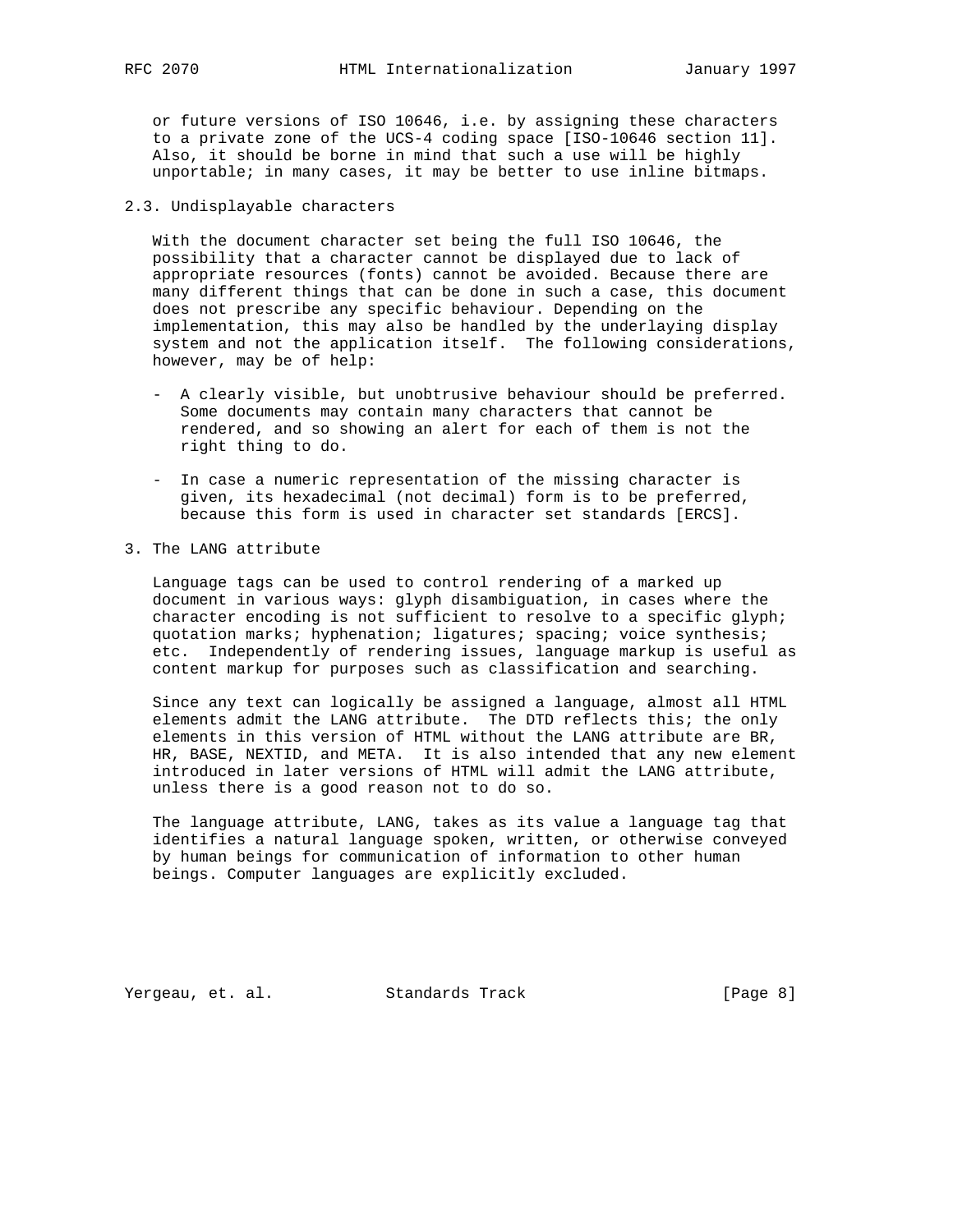or future versions of ISO 10646, i.e. by assigning these characters to a private zone of the UCS-4 coding space [ISO-10646 section 11]. Also, it should be borne in mind that such a use will be highly unportable; in many cases, it may be better to use inline bitmaps.

## 2.3. Undisplayable characters

With the document character set being the full ISO 10646, the possibility that a character cannot be displayed due to lack of appropriate resources (fonts) cannot be avoided. Because there are many different things that can be done in such a case, this document does not prescribe any specific behaviour. Depending on the implementation, this may also be handled by the underlaying display system and not the application itself. The following considerations, however, may be of help:

- A clearly visible, but unobtrusive behaviour should be preferred. Some documents may contain many characters that cannot be rendered, and so showing an alert for each of them is not the right thing to do.

- In case a numeric representation of the missing character is given, its hexadecimal (not decimal) form is to be preferred, because this form is used in character set standards [ERCS].

# 3. The LANG attribute

Language tags can be used to control rendering of a marked up document in various ways: glyph disambiguation, in cases where the character encoding is not sufficient to resolve to a specific glyph; quotation marks; hyphenation; ligatures; spacing; voice synthesis; etc. Independently of rendering issues, language markup is useful as content markup for purposes such as classification and searching.

Since any text can logically be assigned a language, almost all HTML elements admit the LANG attribute. The DTD reflects this; the only elements in this version of HTML without the LANG attribute are BR, HR, BASE, NEXTID, and META. It is also intended that any new element introduced in later versions of HTML will admit the LANG attribute, unless there is a good reason not to do so.

The language attribute, LANG, takes as its value a language tag that identifies a natural language spoken, written, or otherwise conveyed by human beings for communication of information to other human beings. Computer languages are explicitly excluded.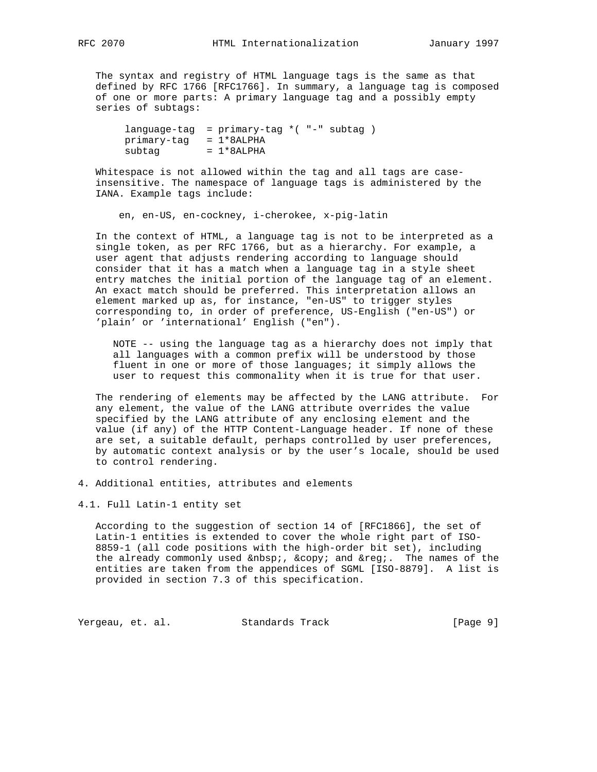The syntax and registry of HTML language tags is the same as that defined by RFC 1766 [RFC1766]. In summary, a language tag is composed of one or more parts: A primary language tag and a possibly empty series of subtags:

```
language-tag  = primary-tag *( "-" subtag )
primary-tag   = 1*8ALPHA
subtag        = 1*8ALPHA
```

Whitespace is not allowed within the tag and all tags are case-insensitive. The namespace of language tags is administered by the IANA. Example tags include:

```
en, en-US, en-cockney, i-cherokee, x-pig-latin
```

In the context of HTML, a language tag is not to be interpreted as a single token, as per RFC 1766, but as a hierarchy. For example, a user agent that adjusts rendering according to language should consider that it has a match when a language tag in a style sheet entry matches the initial portion of the language tag of an element. An exact match should be preferred. This interpretation allows an element marked up as, for instance, "en-US" to trigger styles corresponding to, in order of preference, US-English ("en-US") or 'plain' or 'international' English ("en").

> NOTE -- using the language tag as a hierarchy does not imply that all languages with a common prefix will be understood by those fluent in one or more of those languages; it simply allows the user to request this commonality when it is true for that user.

The rendering of elements may be affected by the LANG attribute. For any element, the value of the LANG attribute overrides the value specified by the LANG attribute of any enclosing element and the value (if any) of the HTTP Content-Language header. If none of these are set, a suitable default, perhaps controlled by user preferences, by automatic context analysis or by the user's locale, should be used to control rendering.

## 4. Additional entities, attributes and elements

### 4.1. Full Latin-1 entity set

According to the suggestion of section 14 of [RFC1866], the set of Latin-1 entities is extended to cover the whole right part of ISO-8859-1 (all code positions with the high-order bit set), including the already commonly used &nbsp;, &copy; and &reg;. The names of the entities are taken from the appendices of SGML [ISO-8879]. A list is provided in section 7.3 of this specification.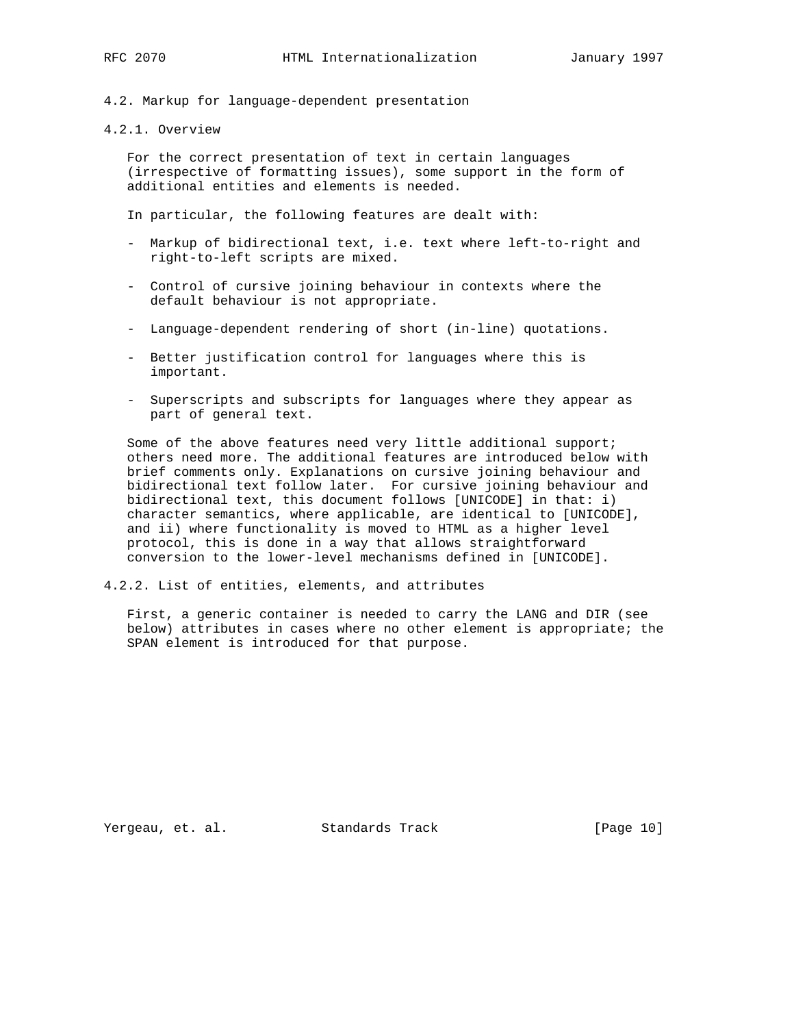### 4.2. Markup for language-dependent presentation

#### 4.2.1. Overview

For the correct presentation of text in certain languages (irrespective of formatting issues), some support in the form of additional entities and elements is needed.

In particular, the following features are dealt with:

- Markup of bidirectional text, i.e. text where left-to-right and right-to-left scripts are mixed.
- Control of cursive joining behaviour in contexts where the default behaviour is not appropriate.
- Language-dependent rendering of short (in-line) quotations.
- Better justification control for languages where this is important.
- Superscripts and subscripts for languages where they appear as part of general text.

Some of the above features need very little additional support; others need more. The additional features are introduced below with brief comments only. Explanations on cursive joining behaviour and bidirectional text follow later. For cursive joining behaviour and bidirectional text, this document follows [UNICODE] in that: i) character semantics, where applicable, are identical to [UNICODE], and ii) where functionality is moved to HTML as a higher level protocol, this is done in a way that allows straightforward conversion to the lower-level mechanisms defined in [UNICODE].

#### 4.2.2. List of entities, elements, and attributes

First, a generic container is needed to carry the LANG and DIR (see below) attributes in cases where no other element is appropriate; the SPAN element is introduced for that purpose.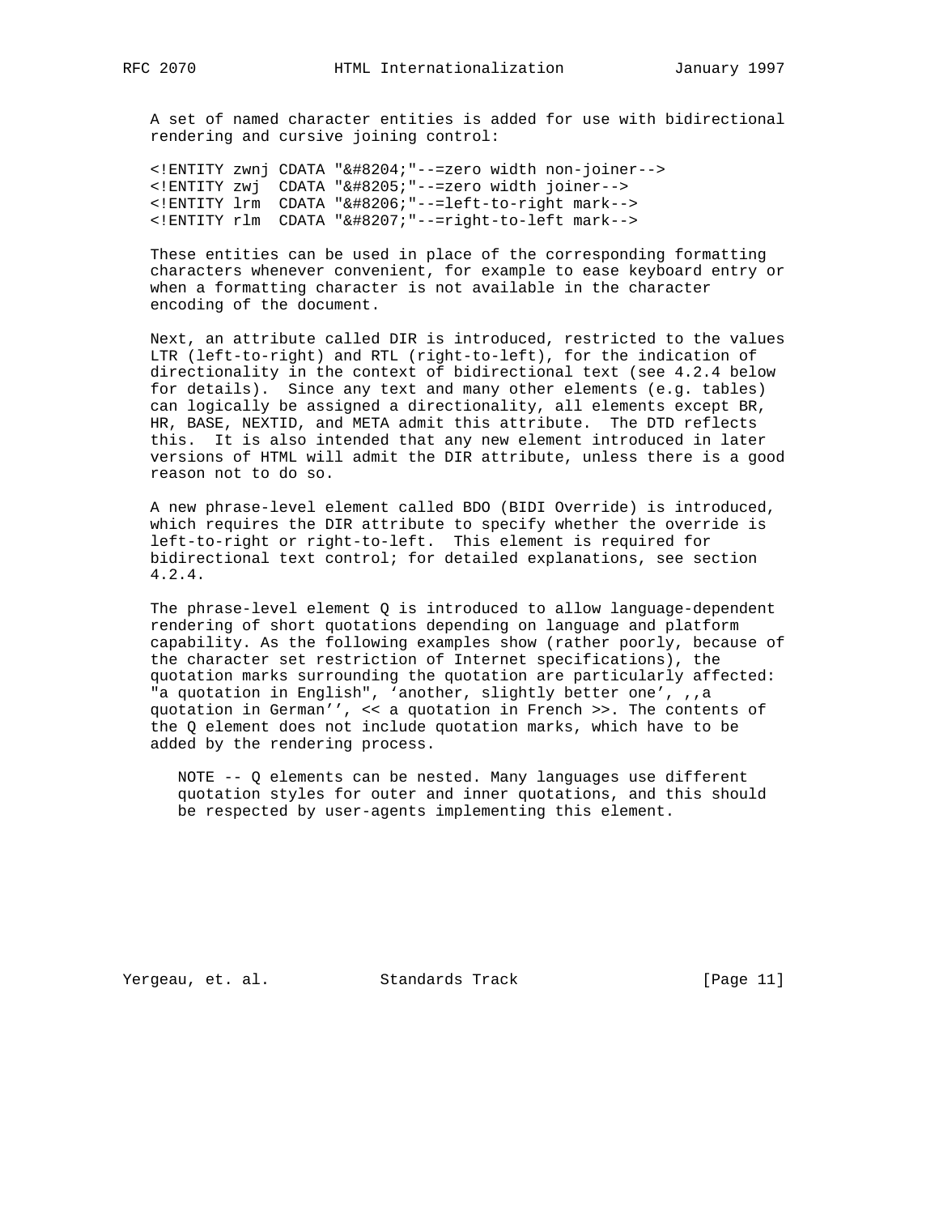A set of named character entities is added for use with bidirectional rendering and cursive joining control:

```
<!ENTITY zwnj CDATA "&#8204;"--=zero width non-joiner-->
<!ENTITY zwj  CDATA "&#8205;"--=zero width joiner-->
<!ENTITY lrm  CDATA "&#8206;"--=left-to-right mark-->
<!ENTITY rlm  CDATA "&#8207;"--=right-to-left mark-->
```

These entities can be used in place of the corresponding formatting characters whenever convenient, for example to ease keyboard entry or when a formatting character is not available in the character encoding of the document.

Next, an attribute called DIR is introduced, restricted to the values LTR (left-to-right) and RTL (right-to-left), for the indication of directionality in the context of bidirectional text (see 4.2.4 below for details). Since any text and many other elements (e.g. tables) can logically be assigned a directionality, all elements except BR, HR, BASE, NEXTID, and META admit this attribute. The DTD reflects this. It is also intended that any new element introduced in later versions of HTML will admit the DIR attribute, unless there is a good reason not to do so.

A new phrase-level element called BDO (BIDI Override) is introduced, which requires the DIR attribute to specify whether the override is left-to-right or right-to-left. This element is required for bidirectional text control; for detailed explanations, see section 4.2.4.

The phrase-level element Q is introduced to allow language-dependent rendering of short quotations depending on language and platform capability. As the following examples show (rather poorly, because of the character set restriction of Internet specifications), the quotation marks surrounding the quotation are particularly affected: "a quotation in English", ‘another, slightly better one’, ,,a quotation in German’’, << a quotation in French >>. The contents of the Q element does not include quotation marks, which have to be added by the rendering process.

NOTE -- Q elements can be nested. Many languages use different quotation styles for outer and inner quotations, and this should be respected by user-agents implementing this element.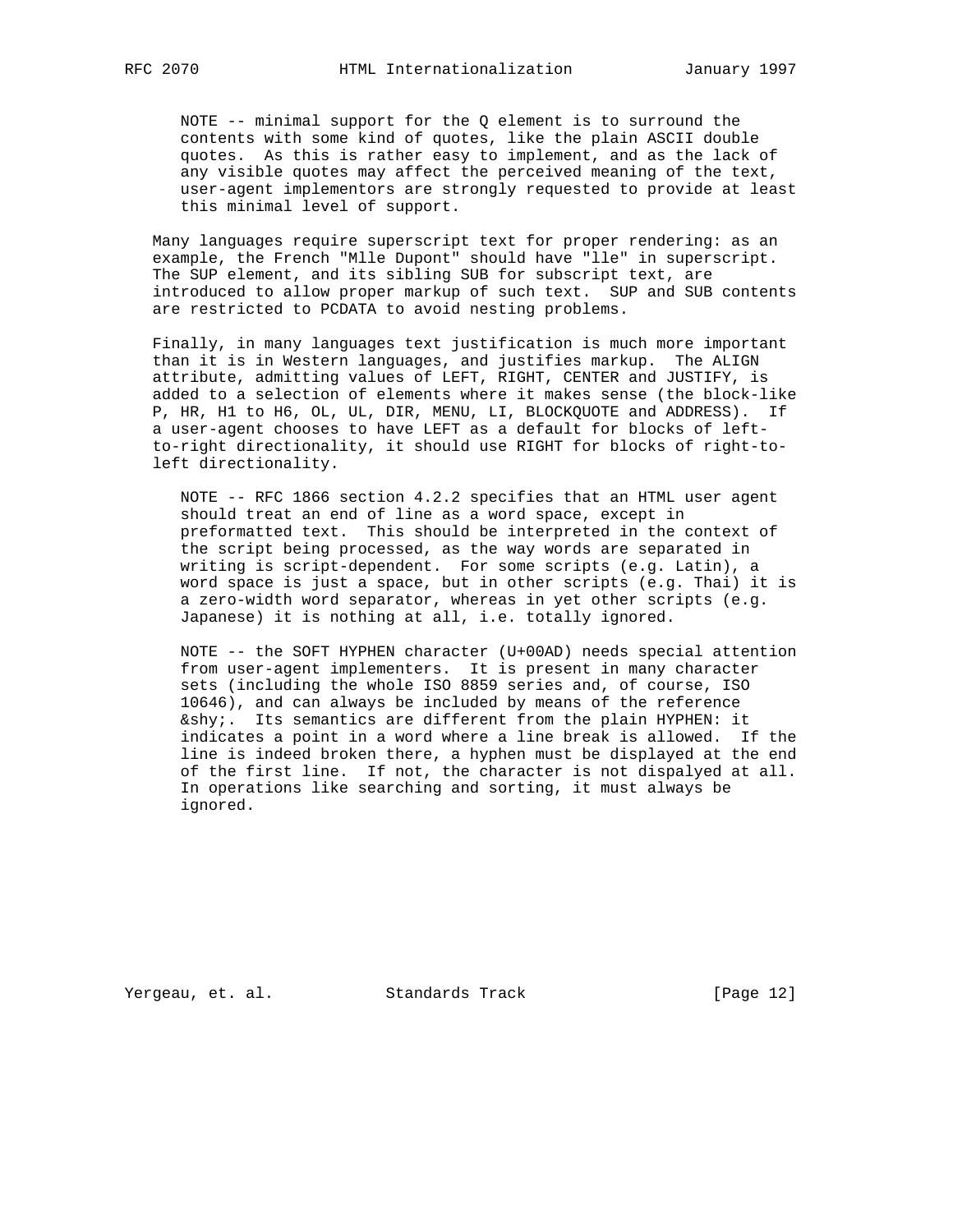NOTE -- minimal support for the Q element is to surround the contents with some kind of quotes, like the plain ASCII double quotes. As this is rather easy to implement, and as the lack of any visible quotes may affect the perceived meaning of the text, user-agent implementors are strongly requested to provide at least this minimal level of support.

Many languages require superscript text for proper rendering: as an example, the French "Mlle Dupont" should have "lle" in superscript. The SUP element, and its sibling SUB for subscript text, are introduced to allow proper markup of such text. SUP and SUB contents are restricted to PCDATA to avoid nesting problems.

Finally, in many languages text justification is much more important than it is in Western languages, and justifies markup. The ALIGN attribute, admitting values of LEFT, RIGHT, CENTER and JUSTIFY, is added to a selection of elements where it makes sense (the block-like P, HR, H1 to H6, OL, UL, DIR, MENU, LI, BLOCKQUOTE and ADDRESS). If a user-agent chooses to have LEFT as a default for blocks of left-to-right directionality, it should use RIGHT for blocks of right-to-left directionality.

NOTE -- RFC 1866 section 4.2.2 specifies that an HTML user agent should treat an end of line as a word space, except in preformatted text. This should be interpreted in the context of the script being processed, as the way words are separated in writing is script-dependent. For some scripts (e.g. Latin), a word space is just a space, but in other scripts (e.g. Thai) it is a zero-width word separator, whereas in yet other scripts (e.g. Japanese) it is nothing at all, i.e. totally ignored.

NOTE -- the SOFT HYPHEN character (U+00AD) needs special attention from user-agent implementers. It is present in many character sets (including the whole ISO 8859 series and, of course, ISO 10646), and can always be included by means of the reference &shy;. Its semantics are different from the plain HYPHEN: it indicates a point in a word where a line break is allowed. If the line is indeed broken there, a hyphen must be displayed at the end of the first line. If not, the character is not dispalyed at all. In operations like searching and sorting, it must always be ignored.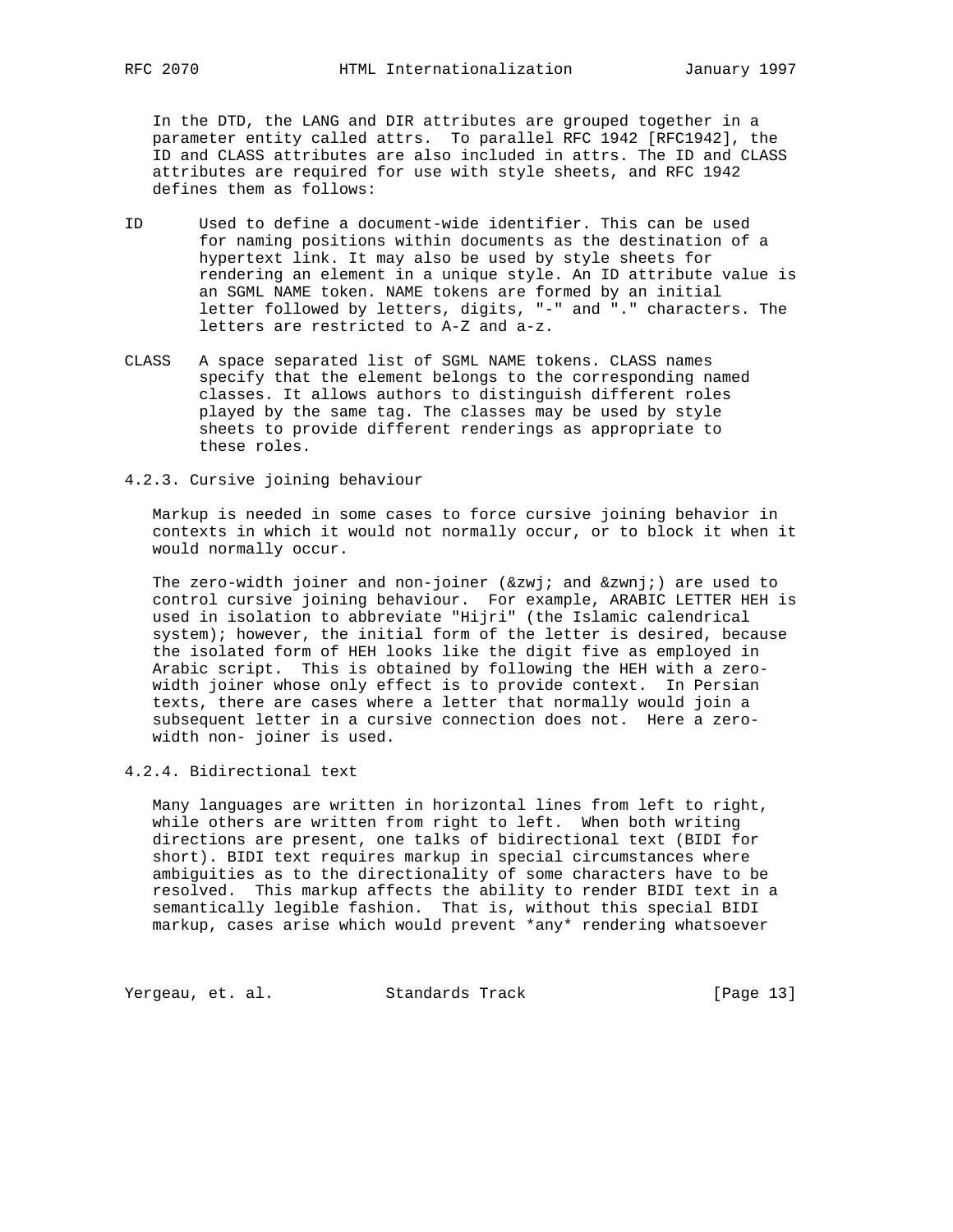In the DTD, the LANG and DIR attributes are grouped together in a parameter entity called attrs. To parallel RFC 1942 [RFC1942], the ID and CLASS attributes are also included in attrs. The ID and CLASS attributes are required for use with style sheets, and RFC 1942 defines them as follows:

ID
: Used to define a document-wide identifier. This can be used for naming positions within documents as the destination of a hypertext link. It may also be used by style sheets for rendering an element in a unique style. An ID attribute value is an SGML NAME token. NAME tokens are formed by an initial letter followed by letters, digits, "-" and "." characters. The letters are restricted to A-Z and a-z.

CLASS
: A space separated list of SGML NAME tokens. CLASS names specify that the element belongs to the corresponding named classes. It allows authors to distinguish different roles played by the same tag. The classes may be used by style sheets to provide different renderings as appropriate to these roles.

### 4.2.3. Cursive joining behaviour

Markup is needed in some cases to force cursive joining behavior in contexts in which it would not normally occur, or to block it when it would normally occur.

The zero-width joiner and non-joiner (&zwj; and &zwnj;) are used to control cursive joining behaviour. For example, ARABIC LETTER HEH is used in isolation to abbreviate "Hijri" (the Islamic calendrical system); however, the initial form of the letter is desired, because the isolated form of HEH looks like the digit five as employed in Arabic script. This is obtained by following the HEH with a zero-width joiner whose only effect is to provide context. In Persian texts, there are cases where a letter that normally would join a subsequent letter in a cursive connection does not. Here a zero-width non- joiner is used.

### 4.2.4. Bidirectional text

Many languages are written in horizontal lines from left to right, while others are written from right to left. When both writing directions are present, one talks of bidirectional text (BIDI for short). BIDI text requires markup in special circumstances where ambiguities as to the directionality of some characters have to be resolved. This markup affects the ability to render BIDI text in a semantically legible fashion. That is, without this special BIDI markup, cases arise which would prevent *any* rendering whatsoever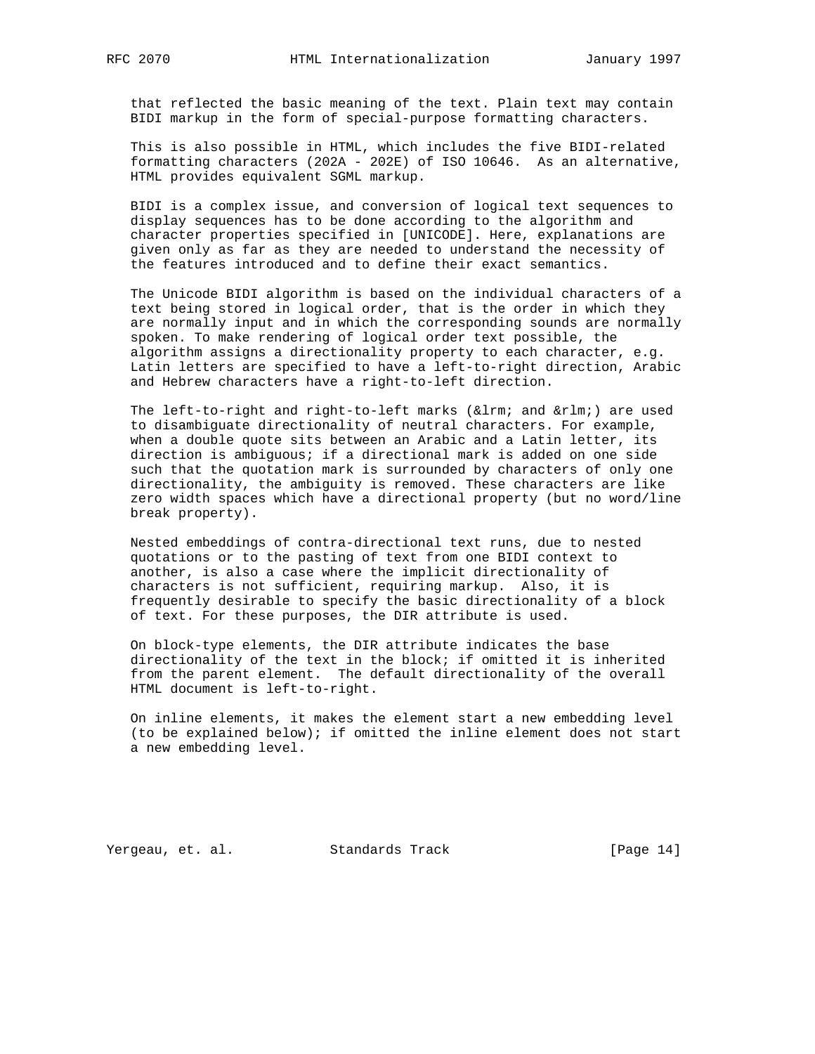that reflected the basic meaning of the text. Plain text may contain BIDI markup in the form of special-purpose formatting characters.

This is also possible in HTML, which includes the five BIDI-related formatting characters (202A - 202E) of ISO 10646. As an alternative, HTML provides equivalent SGML markup.

BIDI is a complex issue, and conversion of logical text sequences to display sequences has to be done according to the algorithm and character properties specified in [UNICODE]. Here, explanations are given only as far as they are needed to understand the necessity of the features introduced and to define their exact semantics.

The Unicode BIDI algorithm is based on the individual characters of a text being stored in logical order, that is the order in which they are normally input and in which the corresponding sounds are normally spoken. To make rendering of logical order text possible, the algorithm assigns a directionality property to each character, e.g. Latin letters are specified to have a left-to-right direction, Arabic and Hebrew characters have a right-to-left direction.

The left-to-right and right-to-left marks (&lrm; and &rlm;) are used to disambiguate directionality of neutral characters. For example, when a double quote sits between an Arabic and a Latin letter, its direction is ambiguous; if a directional mark is added on one side such that the quotation mark is surrounded by characters of only one directionality, the ambiguity is removed. These characters are like zero width spaces which have a directional property (but no word/line break property).

Nested embeddings of contra-directional text runs, due to nested quotations or to the pasting of text from one BIDI context to another, is also a case where the implicit directionality of characters is not sufficient, requiring markup. Also, it is frequently desirable to specify the basic directionality of a block of text. For these purposes, the DIR attribute is used.

On block-type elements, the DIR attribute indicates the base directionality of the text in the block; if omitted it is inherited from the parent element. The default directionality of the overall HTML document is left-to-right.

On inline elements, it makes the element start a new embedding level (to be explained below); if omitted the inline element does not start a new embedding level.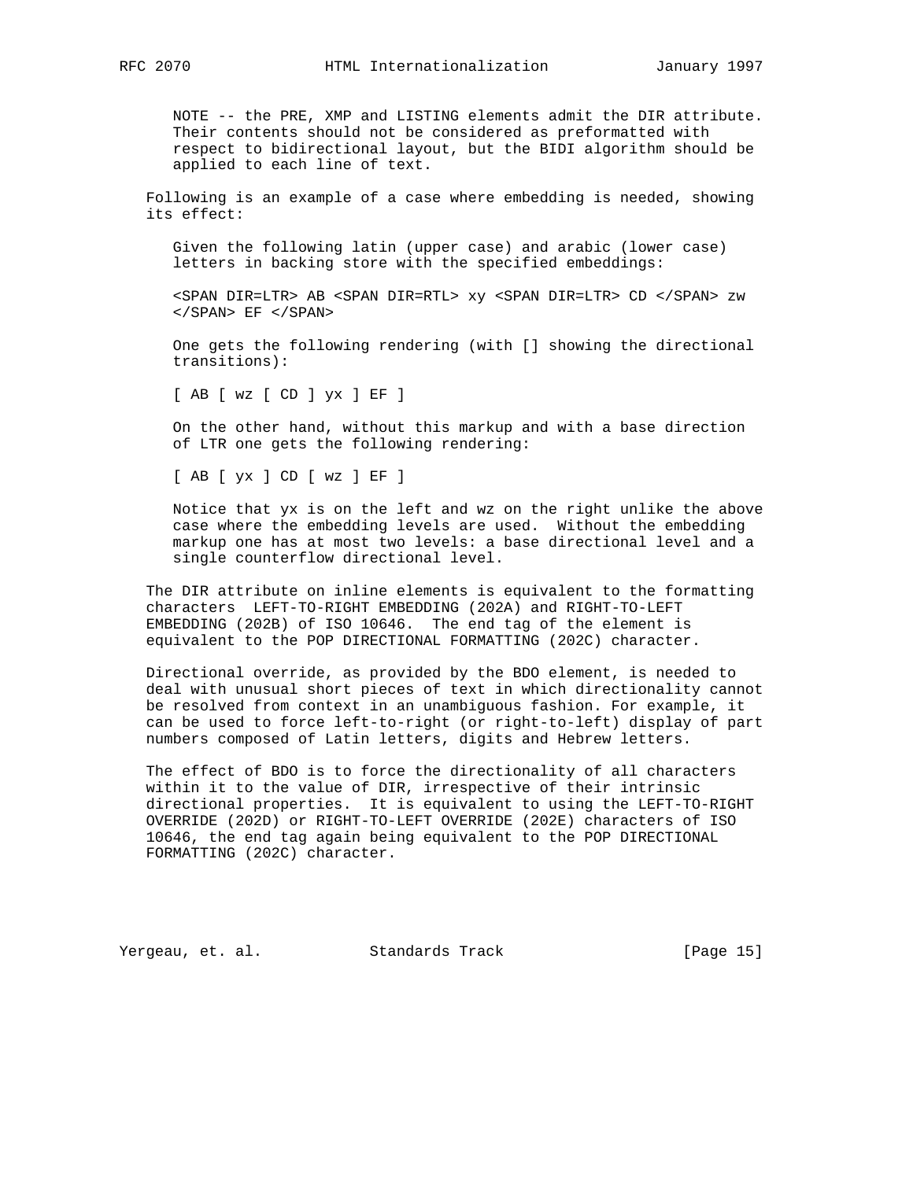NOTE -- the PRE, XMP and LISTING elements admit the DIR attribute. Their contents should not be considered as preformatted with respect to bidirectional layout, but the BIDI algorithm should be applied to each line of text.

Following is an example of a case where embedding is needed, showing its effect:

Given the following latin (upper case) and arabic (lower case) letters in backing store with the specified embeddings:

```
<SPAN DIR=LTR> AB <SPAN DIR=RTL> xy <SPAN DIR=LTR> CD </SPAN> zw
</SPAN> EF </SPAN>
```

One gets the following rendering (with [] showing the directional transitions):

```
[ AB [ wz [ CD ] yx ] EF ]
```

On the other hand, without this markup and with a base direction of LTR one gets the following rendering:

```
[ AB [ yx ] CD [ wz ] EF ]
```

Notice that yx is on the left and wz on the right unlike the above case where the embedding levels are used. Without the embedding markup one has at most two levels: a base directional level and a single counterflow directional level.

The DIR attribute on inline elements is equivalent to the formatting characters LEFT-TO-RIGHT EMBEDDING (202A) and RIGHT-TO-LEFT EMBEDDING (202B) of ISO 10646. The end tag of the element is equivalent to the POP DIRECTIONAL FORMATTING (202C) character.

Directional override, as provided by the BDO element, is needed to deal with unusual short pieces of text in which directionality cannot be resolved from context in an unambiguous fashion. For example, it can be used to force left-to-right (or right-to-left) display of part numbers composed of Latin letters, digits and Hebrew letters.

The effect of BDO is to force the directionality of all characters within it to the value of DIR, irrespective of their intrinsic directional properties. It is equivalent to using the LEFT-TO-RIGHT OVERRIDE (202D) or RIGHT-TO-LEFT OVERRIDE (202E) characters of ISO 10646, the end tag again being equivalent to the POP DIRECTIONAL FORMATTING (202C) character.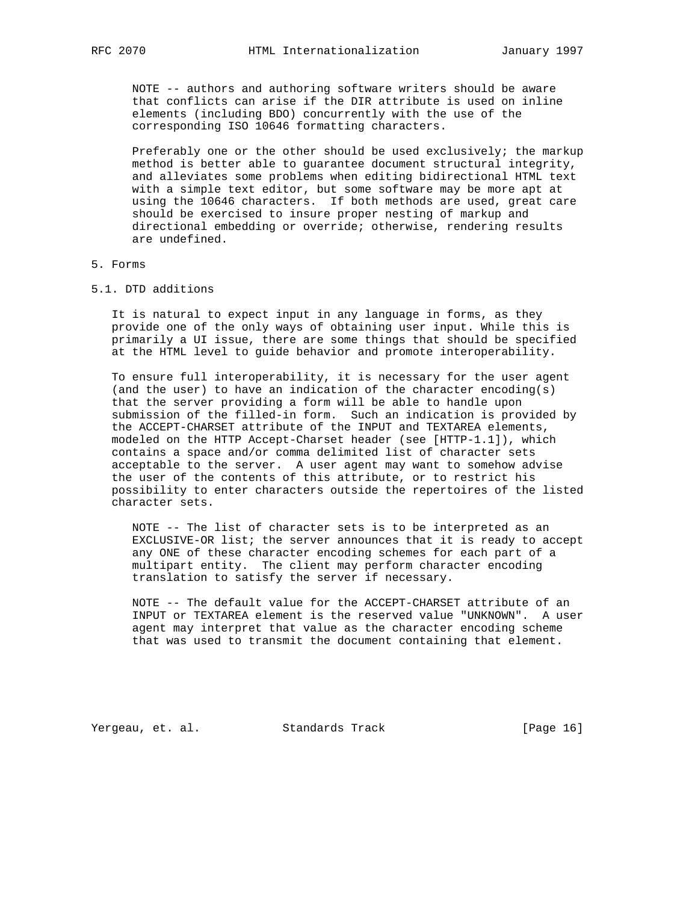NOTE -- authors and authoring software writers should be aware that conflicts can arise if the DIR attribute is used on inline elements (including BDO) concurrently with the use of the corresponding ISO 10646 formatting characters.

Preferably one or the other should be used exclusively; the markup method is better able to guarantee document structural integrity, and alleviates some problems when editing bidirectional HTML text with a simple text editor, but some software may be more apt at using the 10646 characters. If both methods are used, great care should be exercised to insure proper nesting of markup and directional embedding or override; otherwise, rendering results are undefined.

## 5. Forms

### 5.1. DTD additions

It is natural to expect input in any language in forms, as they provide one of the only ways of obtaining user input. While this is primarily a UI issue, there are some things that should be specified at the HTML level to guide behavior and promote interoperability.

To ensure full interoperability, it is necessary for the user agent (and the user) to have an indication of the character encoding(s) that the server providing a form will be able to handle upon submission of the filled-in form. Such an indication is provided by the ACCEPT-CHARSET attribute of the INPUT and TEXTAREA elements, modeled on the HTTP Accept-Charset header (see [HTTP-1.1]), which contains a space and/or comma delimited list of character sets acceptable to the server. A user agent may want to somehow advise the user of the contents of this attribute, or to restrict his possibility to enter characters outside the repertoires of the listed character sets.

NOTE -- The list of character sets is to be interpreted as an EXCLUSIVE-OR list; the server announces that it is ready to accept any ONE of these character encoding schemes for each part of a multipart entity. The client may perform character encoding translation to satisfy the server if necessary.

NOTE -- The default value for the ACCEPT-CHARSET attribute of an INPUT or TEXTAREA element is the reserved value "UNKNOWN". A user agent may interpret that value as the character encoding scheme that was used to transmit the document containing that element.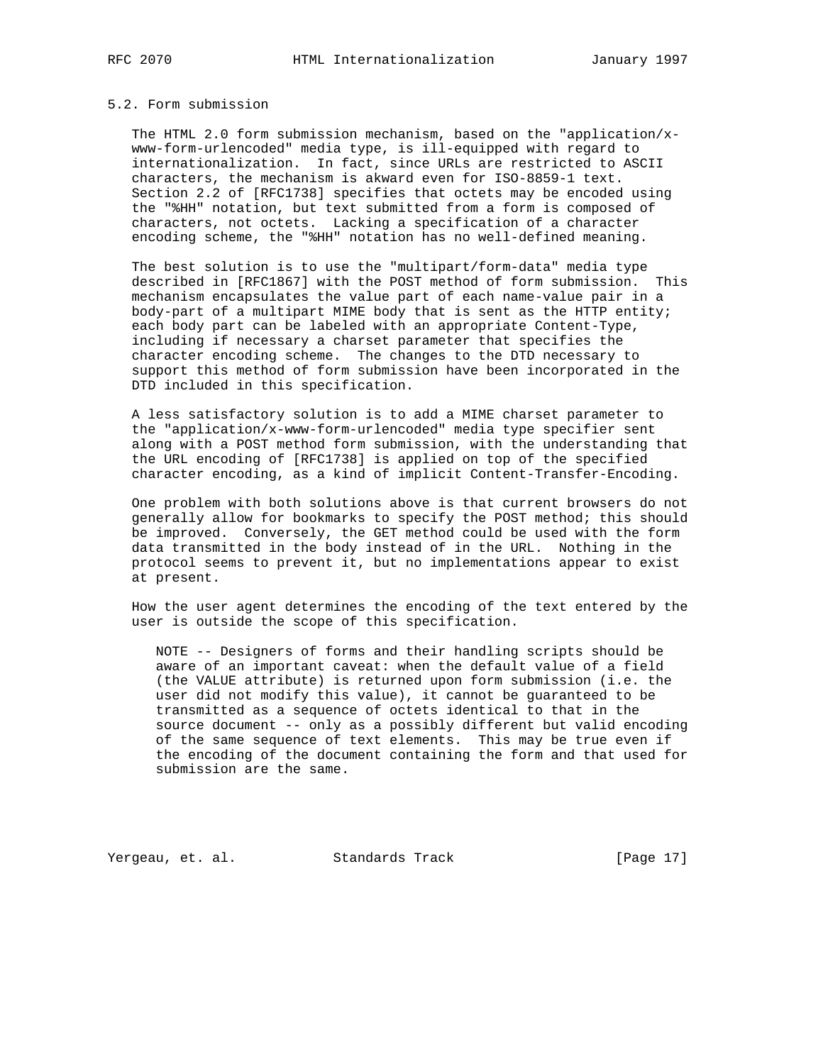### 5.2. Form submission

The HTML 2.0 form submission mechanism, based on the "application/x-www-form-urlencoded" media type, is ill-equipped with regard to internationalization. In fact, since URLs are restricted to ASCII characters, the mechanism is akward even for ISO-8859-1 text. Section 2.2 of [RFC1738] specifies that octets may be encoded using the "%HH" notation, but text submitted from a form is composed of characters, not octets. Lacking a specification of a character encoding scheme, the "%HH" notation has no well-defined meaning.

The best solution is to use the "multipart/form-data" media type described in [RFC1867] with the POST method of form submission. This mechanism encapsulates the value part of each name-value pair in a body-part of a multipart MIME body that is sent as the HTTP entity; each body part can be labeled with an appropriate Content-Type, including if necessary a charset parameter that specifies the character encoding scheme. The changes to the DTD necessary to support this method of form submission have been incorporated in the DTD included in this specification.

A less satisfactory solution is to add a MIME charset parameter to the "application/x-www-form-urlencoded" media type specifier sent along with a POST method form submission, with the understanding that the URL encoding of [RFC1738] is applied on top of the specified character encoding, as a kind of implicit Content-Transfer-Encoding.

One problem with both solutions above is that current browsers do not generally allow for bookmarks to specify the POST method; this should be improved. Conversely, the GET method could be used with the form data transmitted in the body instead of in the URL. Nothing in the protocol seems to prevent it, but no implementations appear to exist at present.

How the user agent determines the encoding of the text entered by the user is outside the scope of this specification.

> NOTE -- Designers of forms and their handling scripts should be aware of an important caveat: when the default value of a field (the VALUE attribute) is returned upon form submission (i.e. the user did not modify this value), it cannot be guaranteed to be transmitted as a sequence of octets identical to that in the source document -- only as a possibly different but valid encoding of the same sequence of text elements. This may be true even if the encoding of the document containing the form and that used for submission are the same.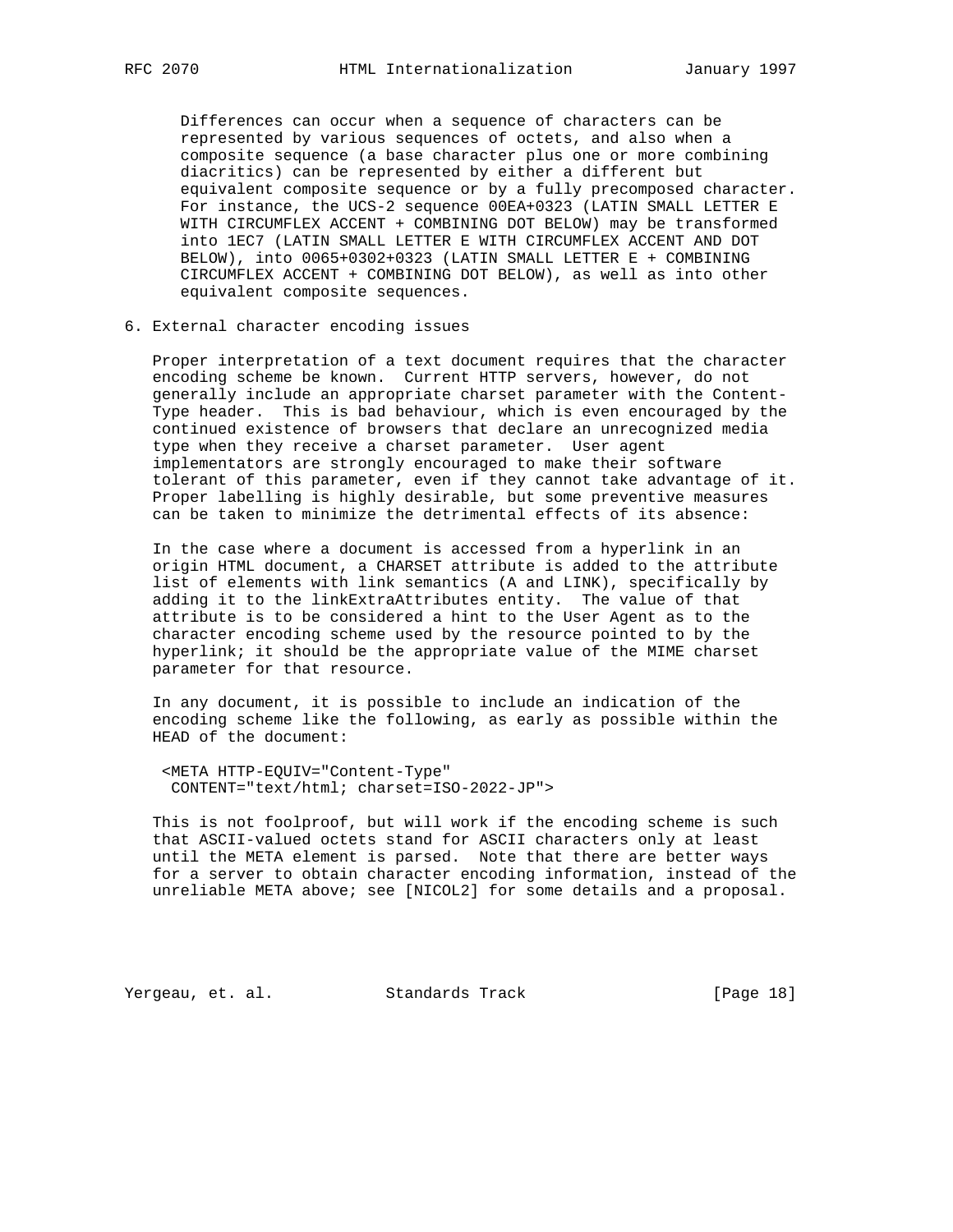Differences can occur when a sequence of characters can be represented by various sequences of octets, and also when a composite sequence (a base character plus one or more combining diacritics) can be represented by either a different but equivalent composite sequence or by a fully precomposed character. For instance, the UCS-2 sequence 00EA+0323 (LATIN SMALL LETTER E WITH CIRCUMFLEX ACCENT + COMBINING DOT BELOW) may be transformed into 1EC7 (LATIN SMALL LETTER E WITH CIRCUMFLEX ACCENT AND DOT BELOW), into 0065+0302+0323 (LATIN SMALL LETTER E + COMBINING CIRCUMFLEX ACCENT + COMBINING DOT BELOW), as well as into other equivalent composite sequences.

## 6. External character encoding issues

Proper interpretation of a text document requires that the character encoding scheme be known. Current HTTP servers, however, do not generally include an appropriate charset parameter with the Content-Type header. This is bad behaviour, which is even encouraged by the continued existence of browsers that declare an unrecognized media type when they receive a charset parameter. User agent implementators are strongly encouraged to make their software tolerant of this parameter, even if they cannot take advantage of it. Proper labelling is highly desirable, but some preventive measures can be taken to minimize the detrimental effects of its absence:

In the case where a document is accessed from a hyperlink in an origin HTML document, a CHARSET attribute is added to the attribute list of elements with link semantics (A and LINK), specifically by adding it to the linkExtraAttributes entity. The value of that attribute is to be considered a hint to the User Agent as to the character encoding scheme used by the resource pointed to by the hyperlink; it should be the appropriate value of the MIME charset parameter for that resource.

In any document, it is possible to include an indication of the encoding scheme like the following, as early as possible within the HEAD of the document:

```
<META HTTP-EQUIV="Content-Type"
 CONTENT="text/html; charset=ISO-2022-JP">
```

This is not foolproof, but will work if the encoding scheme is such that ASCII-valued octets stand for ASCII characters only at least until the META element is parsed. Note that there are better ways for a server to obtain character encoding information, instead of the unreliable META above; see [NICOL2] for some details and a proposal.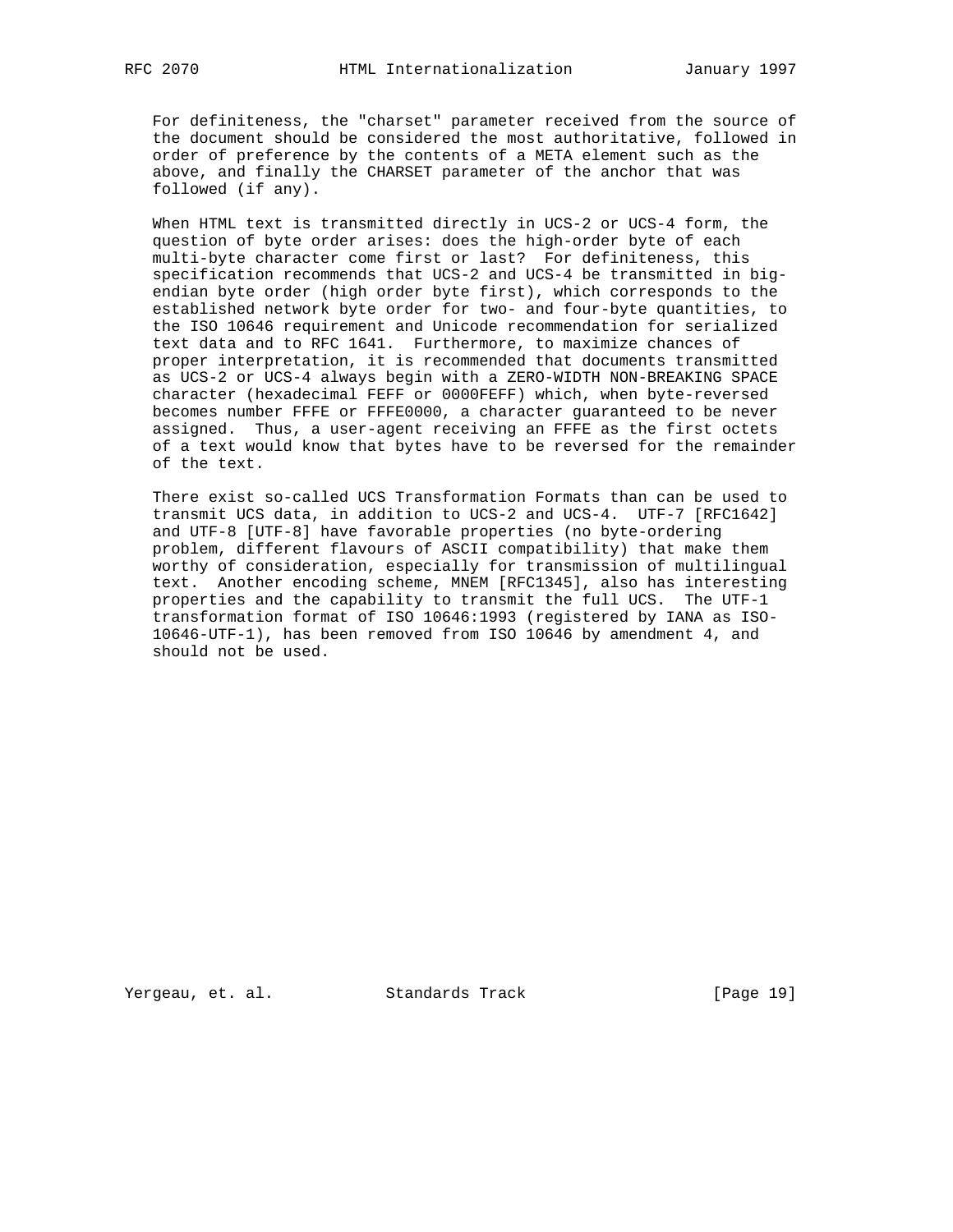For definiteness, the "charset" parameter received from the source of the document should be considered the most authoritative, followed in order of preference by the contents of a META element such as the above, and finally the CHARSET parameter of the anchor that was followed (if any).

When HTML text is transmitted directly in UCS-2 or UCS-4 form, the question of byte order arises: does the high-order byte of each multi-byte character come first or last? For definiteness, this specification recommends that UCS-2 and UCS-4 be transmitted in big-endian byte order (high order byte first), which corresponds to the established network byte order for two- and four-byte quantities, to the ISO 10646 requirement and Unicode recommendation for serialized text data and to RFC 1641. Furthermore, to maximize chances of proper interpretation, it is recommended that documents transmitted as UCS-2 or UCS-4 always begin with a ZERO-WIDTH NON-BREAKING SPACE character (hexadecimal FEFF or 0000FEFF) which, when byte-reversed becomes number FFFE or FFFE0000, a character guaranteed to be never assigned. Thus, a user-agent receiving an FFFE as the first octets of a text would know that bytes have to be reversed for the remainder of the text.

There exist so-called UCS Transformation Formats than can be used to transmit UCS data, in addition to UCS-2 and UCS-4. UTF-7 [RFC1642] and UTF-8 [UTF-8] have favorable properties (no byte-ordering problem, different flavours of ASCII compatibility) that make them worthy of consideration, especially for transmission of multilingual text. Another encoding scheme, MNEM [RFC1345], also has interesting properties and the capability to transmit the full UCS. The UTF-1 transformation format of ISO 10646:1993 (registered by IANA as ISO-10646-UTF-1), has been removed from ISO 10646 by amendment 4, and should not be used.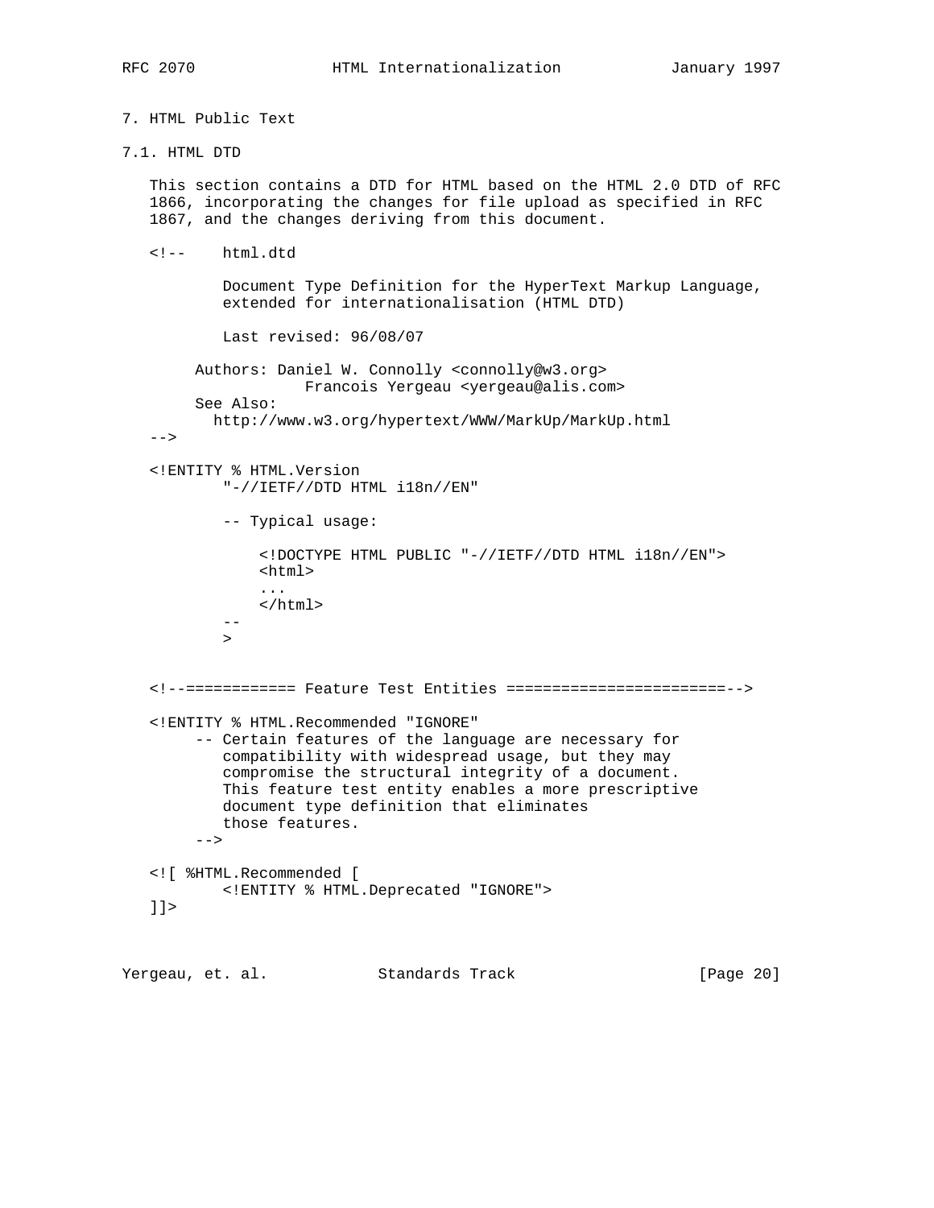## 7. HTML Public Text

### 7.1. HTML DTD

This section contains a DTD for HTML based on the HTML 2.0 DTD of RFC 1866, incorporating the changes for file upload as specified in RFC 1867, and the changes deriving from this document.

```
<!--    html.dtd

        Document Type Definition for the HyperText Markup Language,
        extended for internationalisation (HTML DTD)

        Last revised: 96/08/07

     Authors: Daniel W. Connolly <connolly@w3.org>
                  Francois Yergeau <yergeau@alis.com>
     See Also:
       http://www.w3.org/hypertext/WWW/MarkUp/MarkUp.html
-->

<!ENTITY % HTML.Version
        "-//IETF//DTD HTML i18n//EN"

        -- Typical usage:

            <!DOCTYPE HTML PUBLIC "-//IETF//DTD HTML i18n//EN">
            <html>
            ...
            </html>
        --
        >


<!--============ Feature Test Entities ========================-->

<!ENTITY % HTML.Recommended "IGNORE"
     -- Certain features of the language are necessary for
        compatibility with widespread usage, but they may
        compromise the structural integrity of a document.
        This feature test entity enables a more prescriptive
        document type definition that eliminates
        those features.
     -->

<![ %HTML.Recommended [
        <!ENTITY % HTML.Deprecated "IGNORE">
]]>
```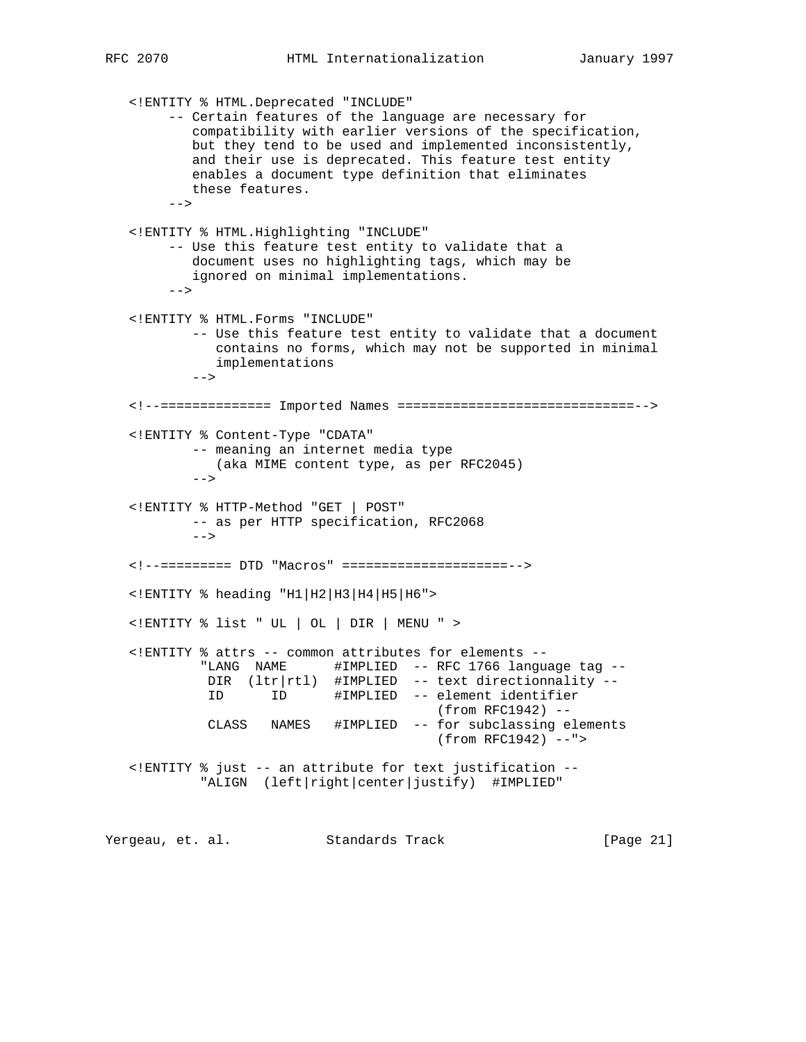```
<!ENTITY % HTML.Deprecated "INCLUDE"
     -- Certain features of the language are necessary for
        compatibility with earlier versions of the specification,
        but they tend to be used and implemented inconsistently,
        and their use is deprecated. This feature test entity
        enables a document type definition that eliminates
        these features.
     -->

<!ENTITY % HTML.Highlighting "INCLUDE"
     -- Use this feature test entity to validate that a
        document uses no highlighting tags, which may be
        ignored on minimal implementations.
     -->

<!ENTITY % HTML.Forms "INCLUDE"
        -- Use this feature test entity to validate that a document
           contains no forms, which may not be supported in minimal
           implementations
        -->

<!--============== Imported Names ==============================-->

<!ENTITY % Content-Type "CDATA"
        -- meaning an internet media type
           (aka MIME content type, as per RFC2045)
        -->

<!ENTITY % HTTP-Method "GET | POST"
        -- as per HTTP specification, RFC2068
        -->

<!--========= DTD "Macros" =====================-->

<!ENTITY % heading "H1|H2|H3|H4|H5|H6">

<!ENTITY % list " UL | OL | DIR | MENU " >

<!ENTITY % attrs -- common attributes for elements --
         "LANG  NAME      #IMPLIED  -- RFC 1766 language tag --
          DIR  (ltr|rtl)  #IMPLIED  -- text directionnality --
          ID      ID      #IMPLIED  -- element identifier
                                       (from RFC1942) --
          CLASS   NAMES   #IMPLIED  -- for subclassing elements
                                       (from RFC1942) --">

<!ENTITY % just -- an attribute for text justification --
         "ALIGN  (left|right|center|justify)  #IMPLIED"
```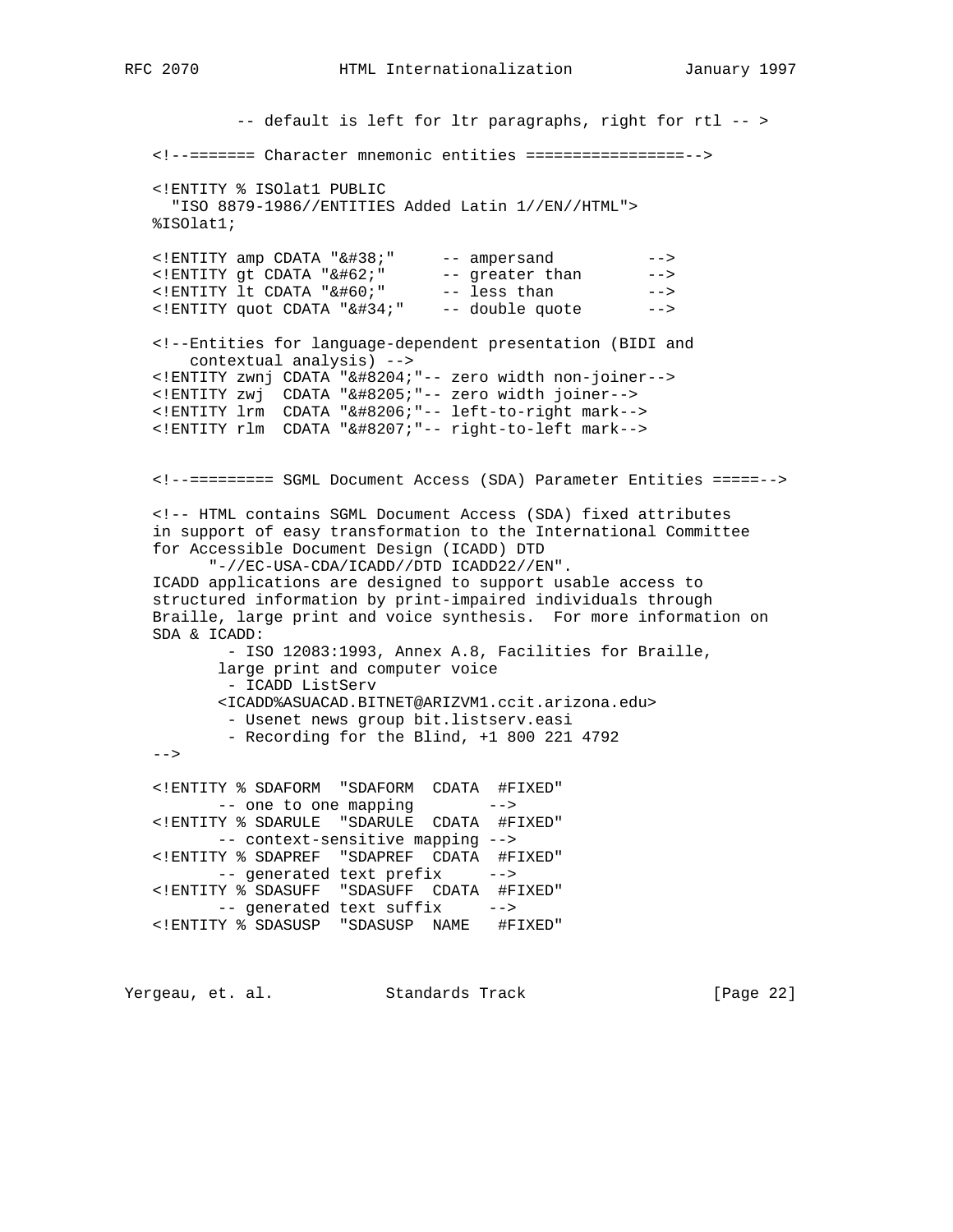```
          -- default is left for ltr paragraphs, right for rtl -- >

   <!--======= Character mnemonic entities =================-->

   <!ENTITY % ISOlat1 PUBLIC
     "ISO 8879-1986//ENTITIES Added Latin 1//EN//HTML">
   %ISOlat1;

   <!ENTITY amp CDATA "&#38;"     -- ampersand          -->
   <!ENTITY gt CDATA "&#62;"      -- greater than       -->
   <!ENTITY lt CDATA "&#60;"      -- less than          -->
   <!ENTITY quot CDATA "&#34;"    -- double quote       -->

   <!--Entities for language-dependent presentation (BIDI and
       contextual analysis) -->
   <!ENTITY zwnj CDATA "&#8204;"-- zero width non-joiner-->
   <!ENTITY zwj  CDATA "&#8205;"-- zero width joiner-->
   <!ENTITY lrm  CDATA "&#8206;"-- left-to-right mark-->
   <!ENTITY rlm  CDATA "&#8207;"-- right-to-left mark-->


   <!--========= SGML Document Access (SDA) Parameter Entities =====-->

   <!-- HTML contains SGML Document Access (SDA) fixed attributes
   in support of easy transformation to the International Committee
   for Accessible Document Design (ICADD) DTD
         "-//EC-USA-CDA/ICADD//DTD ICADD22//EN".
   ICADD applications are designed to support usable access to
   structured information by print-impaired individuals through
   Braille, large print and voice synthesis.  For more information on
   SDA & ICADD:
          - ISO 12083:1993, Annex A.8, Facilities for Braille,
         large print and computer voice
          - ICADD ListServ
         <ICADD%ASUACAD.BITNET@ARIZVM1.ccit.arizona.edu>
          - Usenet news group bit.listserv.easi
          - Recording for the Blind, +1 800 221 4792
   -->

   <!ENTITY % SDAFORM  "SDAFORM  CDATA  #FIXED"
         -- one to one mapping        -->
   <!ENTITY % SDARULE  "SDARULE  CDATA  #FIXED"
         -- context-sensitive mapping -->
   <!ENTITY % SDAPREF  "SDAPREF  CDATA  #FIXED"
         -- generated text prefix     -->
   <!ENTITY % SDASUFF  "SDASUFF  CDATA  #FIXED"
         -- generated text suffix     -->
   <!ENTITY % SDASUSP  "SDASUSP  NAME   #FIXED"
```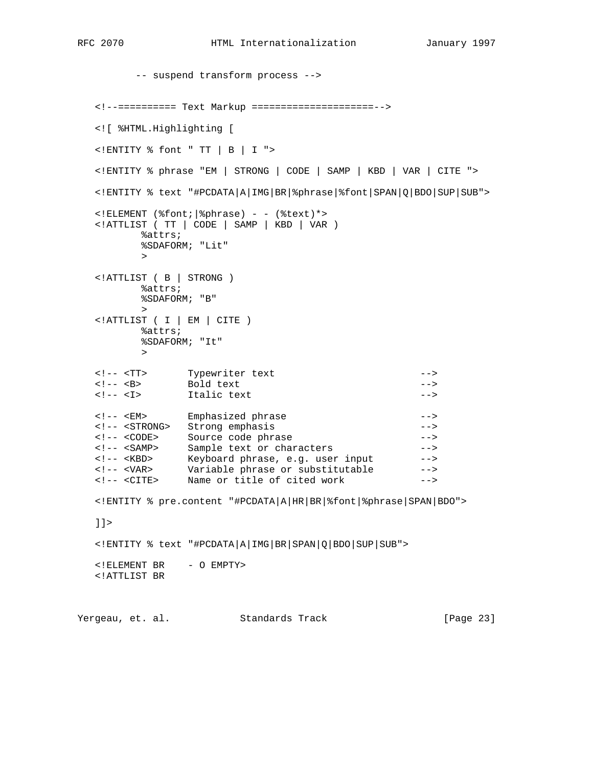```
         -- suspend transform process -->

   <!--========== Text Markup =====================-->

   <![ %HTML.Highlighting [

   <!ENTITY % font " TT | B | I ">

   <!ENTITY % phrase "EM | STRONG | CODE | SAMP | KBD | VAR | CITE ">

   <!ENTITY % text "#PCDATA|A|IMG|BR|%phrase|%font|SPAN|Q|BDO|SUP|SUB">

   <!ELEMENT (%font;|%phrase) - - (%text)*>
   <!ATTLIST ( TT | CODE | SAMP | KBD | VAR )
           %attrs;
           %SDAFORM; "Lit"
           >

   <!ATTLIST ( B | STRONG )
           %attrs;
           %SDAFORM; "B"
           >
   <!ATTLIST ( I | EM | CITE )
           %attrs;
           %SDAFORM; "It"
           >

   <!-- <TT>       Typewriter text                         -->
   <!-- <B>        Bold text                               -->
   <!-- <I>        Italic text                             -->

   <!-- <EM>       Emphasized phrase                       -->
   <!-- <STRONG>   Strong emphasis                         -->
   <!-- <CODE>     Source code phrase                      -->
   <!-- <SAMP>     Sample text or characters               -->
   <!-- <KBD>      Keyboard phrase, e.g. user input        -->
   <!-- <VAR>      Variable phrase or substitutable        -->
   <!-- <CITE>     Name or title of cited work             -->

   <!ENTITY % pre.content "#PCDATA|A|HR|BR|%font|%phrase|SPAN|BDO">

   ]]>

   <!ENTITY % text "#PCDATA|A|IMG|BR|SPAN|Q|BDO|SUP|SUB">

   <!ELEMENT BR    - O EMPTY>
   <!ATTLIST BR
```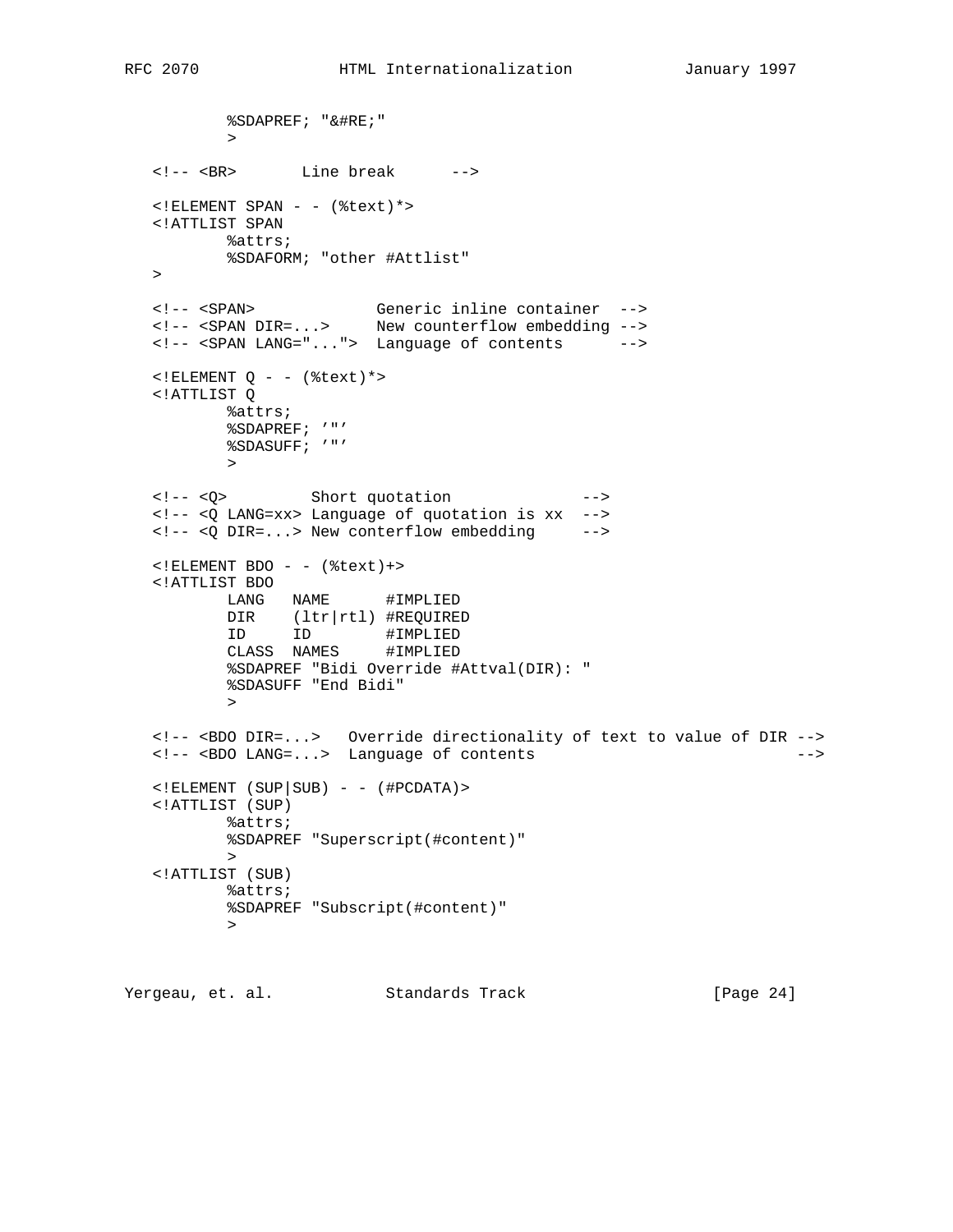```
          %SDAPREF; "&#RE;"
          >

   <!-- <BR>       Line break      -->

   <!ELEMENT SPAN - - (%text)*>
   <!ATTLIST SPAN
          %attrs;
          %SDAFORM; "other #Attlist"
   >

   <!-- <SPAN>             Generic inline container  -->
   <!-- <SPAN DIR=...>     New counterflow embedding -->
   <!-- <SPAN LANG="...">  Language of contents      -->

   <!ELEMENT Q - - (%text)*>
   <!ATTLIST Q
          %attrs;
          %SDAPREF; '"'
          %SDASUFF; '"'
          >

   <!-- <Q>         Short quotation              -->
   <!-- <Q LANG=xx> Language of quotation is xx  -->
   <!-- <Q DIR=...> New conterflow embedding     -->

   <!ELEMENT BDO - - (%text)+>
   <!ATTLIST BDO
          LANG   NAME      #IMPLIED
          DIR    (ltr|rtl) #REQUIRED
          ID     ID        #IMPLIED
          CLASS  NAMES     #IMPLIED
          %SDAPREF "Bidi Override #Attval(DIR): "
          %SDASUFF "End Bidi"
          >

   <!-- <BDO DIR=...>   Override directionality of text to value of DIR -->
   <!-- <BDO LANG=...>  Language of contents                            -->

   <!ELEMENT (SUP|SUB) - - (#PCDATA)>
   <!ATTLIST (SUP)
          %attrs;
          %SDAPREF "Superscript(#content)"
          >
   <!ATTLIST (SUB)
          %attrs;
          %SDAPREF "Subscript(#content)"
          >
```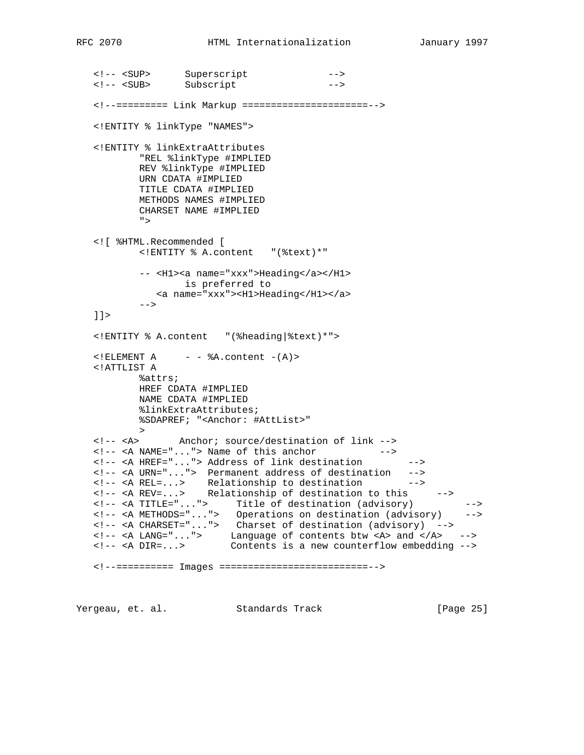```
<!-- <SUP>      Superscript              -->
<!-- <SUB>      Subscript                -->

<!--========= Link Markup ======================-->

<!ENTITY % linkType "NAMES">

<!ENTITY % linkExtraAttributes
        "REL %linkType #IMPLIED
        REV %linkType #IMPLIED
        URN CDATA #IMPLIED
        TITLE CDATA #IMPLIED
        METHODS NAMES #IMPLIED
        CHARSET NAME #IMPLIED
        ">

<![ %HTML.Recommended [
        <!ENTITY % A.content   "(%text)*"

        -- <H1><a name="xxx">Heading</a></H1>
                is preferred to
           <a name="xxx"><H1>Heading</H1></a>
        -->
]]>

<!ENTITY % A.content   "(%heading|%text)*">

<!ELEMENT A     - - %A.content -(A)>
<!ATTLIST A
        %attrs;
        HREF CDATA #IMPLIED
        NAME CDATA #IMPLIED
        %linkExtraAttributes;
        %SDAPREF; "<Anchor: #AttList>"
        >
<!-- <A>       Anchor; source/destination of link -->
<!-- <A NAME="..."> Name of this anchor          -->
<!-- <A HREF="..."> Address of link destination       -->
<!-- <A URN="...">  Permanent address of destination   -->
<!-- <A REL=...>    Relationship to destination       -->
<!-- <A REV=...>    Relationship of destination to this     -->
<!-- <A TITLE="...">     Title of destination (advisory)        -->
<!-- <A METHODS="...">   Operations on destination (advisory)    -->
<!-- <A CHARSET="...">   Charset of destination (advisory)  -->
<!-- <A LANG="...">     Language of contents btw <A> and </A>   -->
<!-- <A DIR=...>        Contents is a new counterflow embedding -->

<!--========== Images ========================-->
```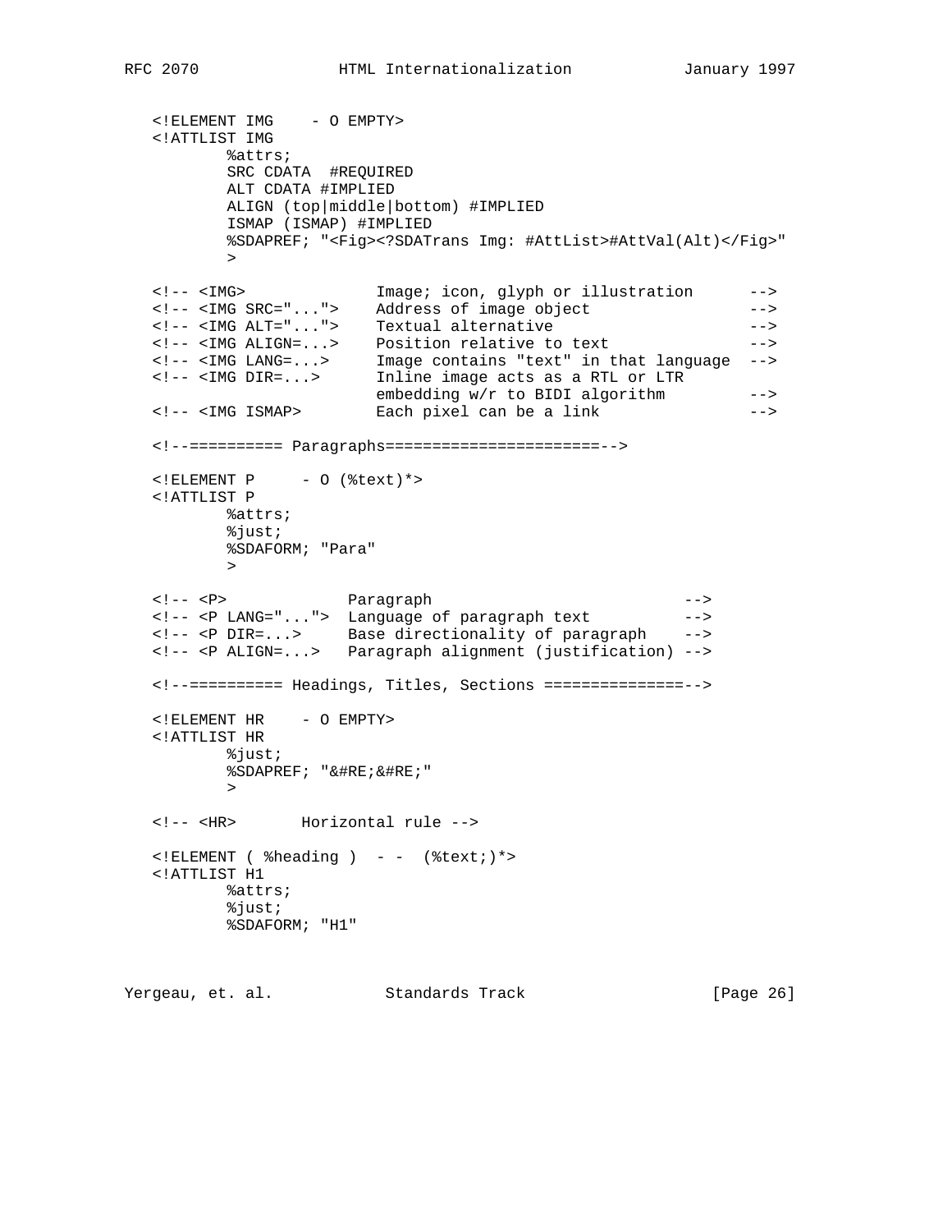```
<!ELEMENT IMG    - O EMPTY>
<!ATTLIST IMG
        %attrs;
        SRC CDATA  #REQUIRED
        ALT CDATA #IMPLIED
        ALIGN (top|middle|bottom) #IMPLIED
        ISMAP (ISMAP) #IMPLIED
        %SDAPREF; "<Fig><?SDATrans Img: #AttList>#AttVal(Alt)</Fig>"
        >

<!-- <IMG>              Image; icon, glyph or illustration      -->
<!-- <IMG SRC="...">    Address of image object                 -->
<!-- <IMG ALT="...">    Textual alternative                     -->
<!-- <IMG ALIGN=...>    Position relative to text               -->
<!-- <IMG LANG=...>     Image contains "text" in that language  -->
<!-- <IMG DIR=...>      Inline image acts as a RTL or LTR
                        embedding w/r to BIDI algorithm         -->
<!-- <IMG ISMAP>        Each pixel can be a link                -->

<!--========== Paragraphs=======================-->

<!ELEMENT P     - O (%text)*>
<!ATTLIST P
        %attrs;
        %just;
        %SDAFORM; "Para"
        >

<!-- <P>             Paragraph                            -->
<!-- <P LANG="...">  Language of paragraph text           -->
<!-- <P DIR=...>     Base directionality of paragraph     -->
<!-- <P ALIGN=...>   Paragraph alignment (justification) -->

<!--========== Headings, Titles, Sections ===============-->

<!ELEMENT HR    - O EMPTY>
<!ATTLIST HR
        %just;
        %SDAPREF; "&#RE;&#RE;"
        >

<!-- <HR>       Horizontal rule -->

<!ELEMENT ( %heading )  - -  (%text;)*>
<!ATTLIST H1
        %attrs;
        %just;
        %SDAFORM; "H1"
```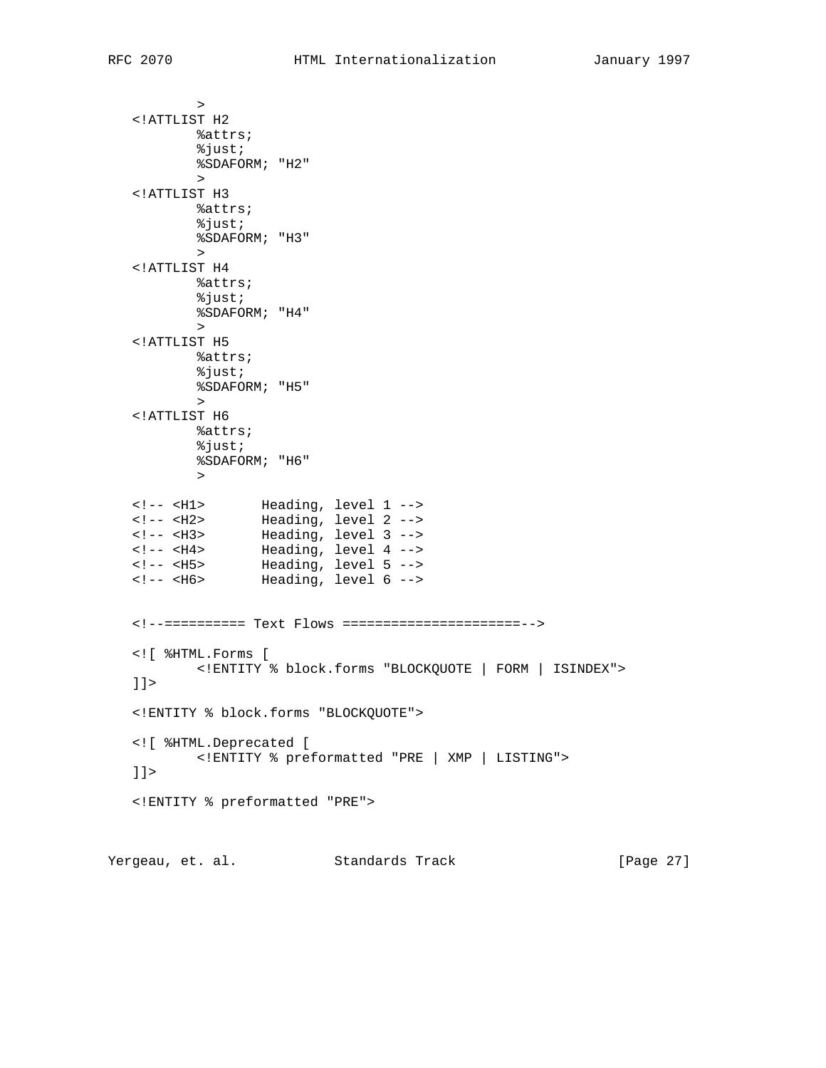```
        >
<!ATTLIST H2
        %attrs;
        %just;
        %SDAFORM; "H2"
        >
<!ATTLIST H3
        %attrs;
        %just;
        %SDAFORM; "H3"
        >
<!ATTLIST H4
        %attrs;
        %just;
        %SDAFORM; "H4"
        >
<!ATTLIST H5
        %attrs;
        %just;
        %SDAFORM; "H5"
        >
<!ATTLIST H6
        %attrs;
        %just;
        %SDAFORM; "H6"
        >

<!-- <H1>       Heading, level 1 -->
<!-- <H2>       Heading, level 2 -->
<!-- <H3>       Heading, level 3 -->
<!-- <H4>       Heading, level 4 -->
<!-- <H5>       Heading, level 5 -->
<!-- <H6>       Heading, level 6 -->


<!--========== Text Flows ======================-->

<![ %HTML.Forms [
        <!ENTITY % block.forms "BLOCKQUOTE | FORM | ISINDEX">
]]>

<!ENTITY % block.forms "BLOCKQUOTE">

<![ %HTML.Deprecated [
        <!ENTITY % preformatted "PRE | XMP | LISTING">
]]>

<!ENTITY % preformatted "PRE">
```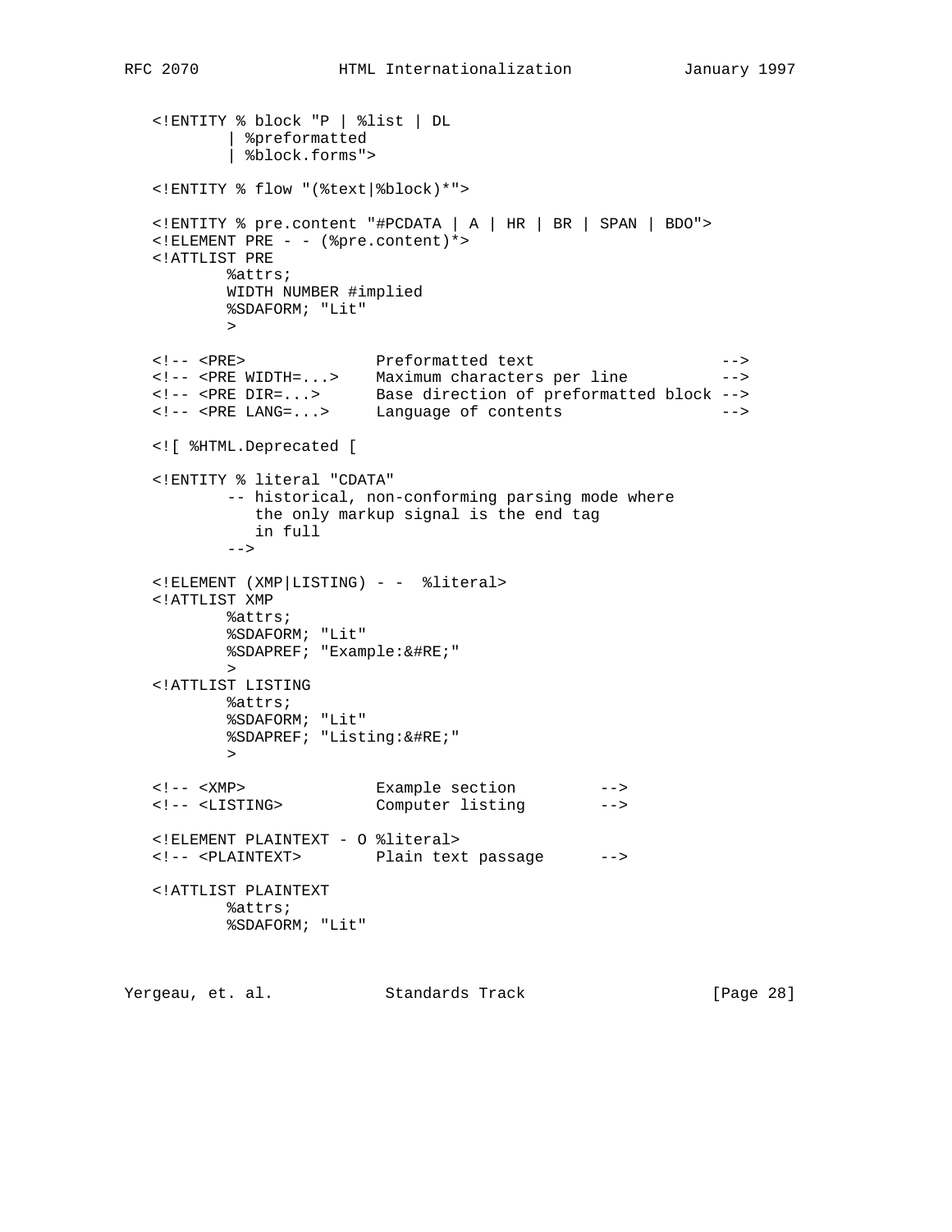```
   <!ENTITY % block "P | %list | DL
           | %preformatted
           | %block.forms">

   <!ENTITY % flow "(%text|%block)*">

   <!ENTITY % pre.content "#PCDATA | A | HR | BR | SPAN | BDO">
   <!ELEMENT PRE - - (%pre.content)*>
   <!ATTLIST PRE
           %attrs;
           WIDTH NUMBER #implied
           %SDAFORM; "Lit"
           >

   <!-- <PRE>              Preformatted text                    -->
   <!-- <PRE WIDTH=...>    Maximum characters per line          -->
   <!-- <PRE DIR=...>      Base direction of preformatted block -->
   <!-- <PRE LANG=...>     Language of contents                 -->

   <![ %HTML.Deprecated [

   <!ENTITY % literal "CDATA"
           -- historical, non-conforming parsing mode where
              the only markup signal is the end tag
              in full
           -->

   <!ELEMENT (XMP|LISTING) - -  %literal>
   <!ATTLIST XMP
           %attrs;
           %SDAFORM; "Lit"
           %SDAPREF; "Example:&#RE;"
           >
   <!ATTLIST LISTING
           %attrs;
           %SDAFORM; "Lit"
           %SDAPREF; "Listing:&#RE;"
           >

   <!-- <XMP>              Example section         -->
   <!-- <LISTING>          Computer listing        -->

   <!ELEMENT PLAINTEXT - O %literal>
   <!-- <PLAINTEXT>        Plain text passage      -->

   <!ATTLIST PLAINTEXT
           %attrs;
           %SDAFORM; "Lit"
```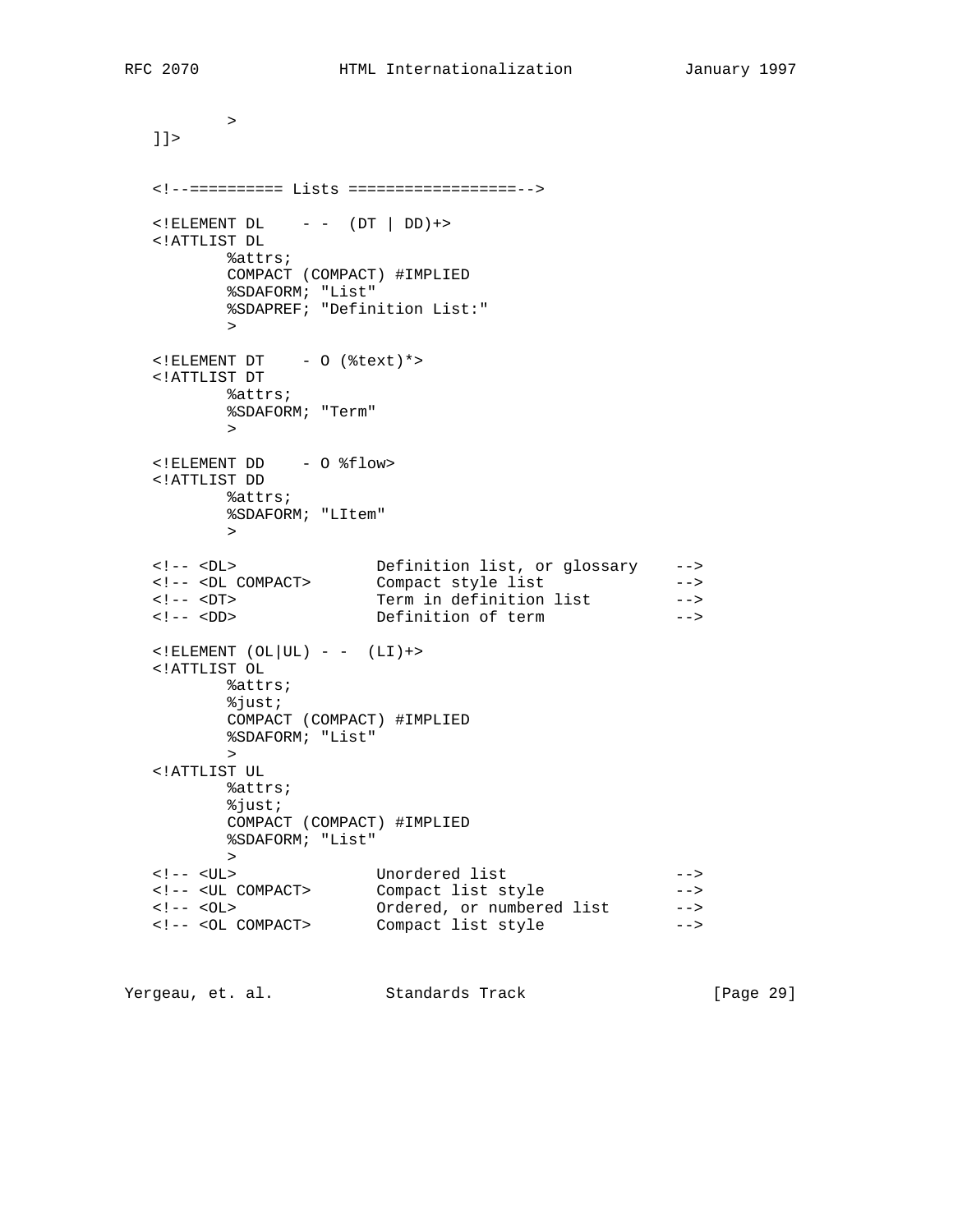```
        >
]]>


<!--========== Lists ==================-->

<!ELEMENT DL    - -  (DT | DD)+>
<!ATTLIST DL
        %attrs;
        COMPACT (COMPACT) #IMPLIED
        %SDAFORM; "List"
        %SDAPREF; "Definition List:"
        >

<!ELEMENT DT    - O (%text)*>
<!ATTLIST DT
        %attrs;
        %SDAFORM; "Term"
        >

<!ELEMENT DD    - O %flow>
<!ATTLIST DD
        %attrs;
        %SDAFORM; "LItem"
        >

<!-- <DL>               Definition list, or glossary    -->
<!-- <DL COMPACT>       Compact style list              -->
<!-- <DT>               Term in definition list         -->
<!-- <DD>               Definition of term              -->

<!ELEMENT (OL|UL) - -  (LI)+>
<!ATTLIST OL
        %attrs;
        %just;
        COMPACT (COMPACT) #IMPLIED
        %SDAFORM; "List"
        >
<!ATTLIST UL
        %attrs;
        %just;
        COMPACT (COMPACT) #IMPLIED
        %SDAFORM; "List"
        >
<!-- <UL>               Unordered list                  -->
<!-- <UL COMPACT>       Compact list style              -->
<!-- <OL>               Ordered, or numbered list       -->
<!-- <OL COMPACT>       Compact list style              -->
```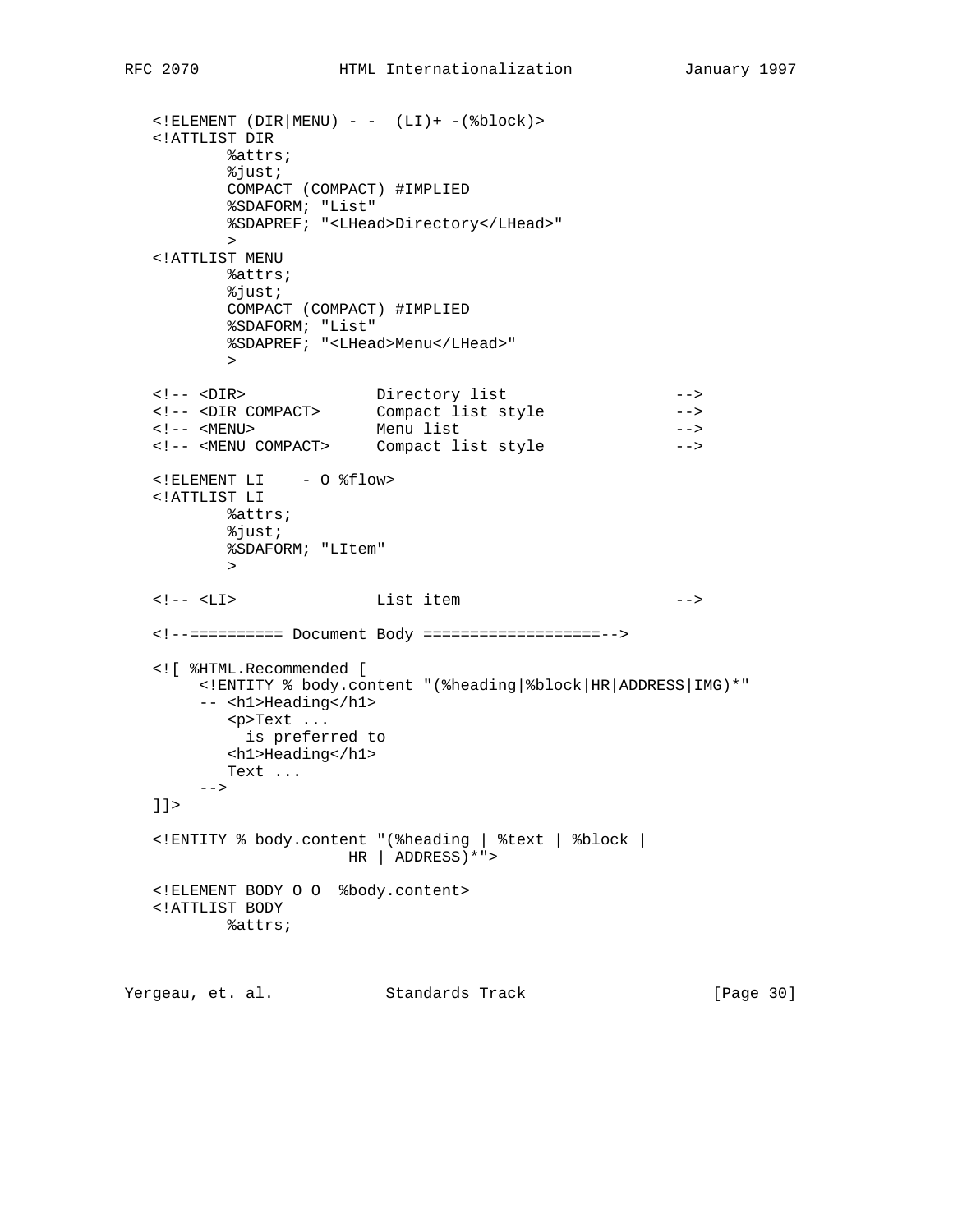```
   <!ELEMENT (DIR|MENU) - -  (LI)+ -(%block)>
   <!ATTLIST DIR
           %attrs;
           %just;
           COMPACT (COMPACT) #IMPLIED
           %SDAFORM; "List"
           %SDAPREF; "<LHead>Directory</LHead>"
           >
   <!ATTLIST MENU
           %attrs;
           %just;
           COMPACT (COMPACT) #IMPLIED
           %SDAFORM; "List"
           %SDAPREF; "<LHead>Menu</LHead>"
           >

   <!-- <DIR>              Directory list                  -->
   <!-- <DIR COMPACT>      Compact list style              -->
   <!-- <MENU>             Menu list                       -->
   <!-- <MENU COMPACT>     Compact list style              -->

   <!ELEMENT LI    - O %flow>
   <!ATTLIST LI
           %attrs;
           %just;
           %SDAFORM; "LItem"
           >

   <!-- <LI>               List item                       -->

   <!--========== Document Body ===================-->

   <![ %HTML.Recommended [
        <!ENTITY % body.content "(%heading|%block|HR|ADDRESS|IMG)*"
        -- <h1>Heading</h1>
           <p>Text ...
             is preferred to
           <h1>Heading</h1>
           Text ...
        -->
   ]]>

   <!ENTITY % body.content "(%heading | %text | %block |
                         HR | ADDRESS)*">

   <!ELEMENT BODY O O  %body.content>
   <!ATTLIST BODY
           %attrs;
```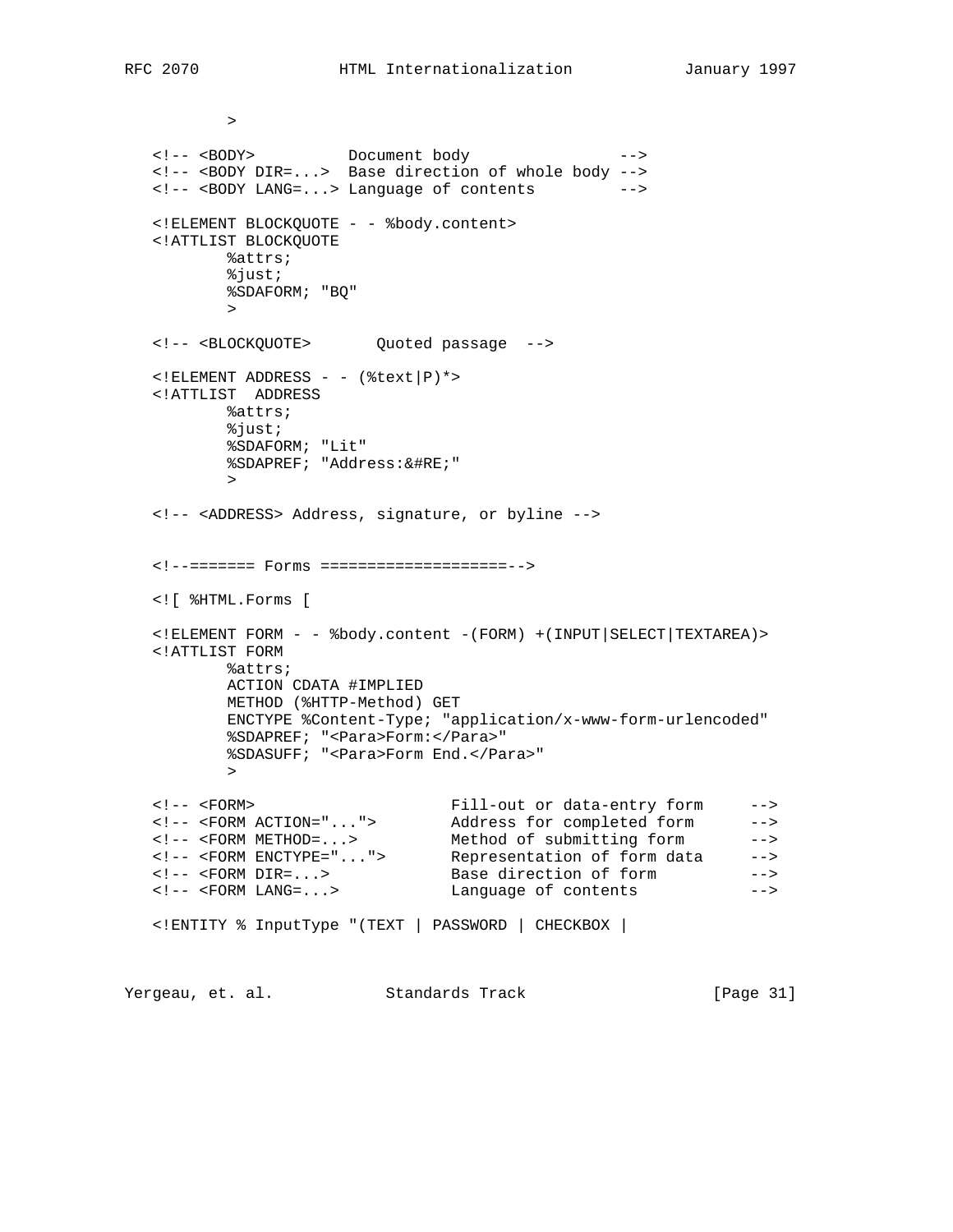```
        >

<!-- <BODY>          Document body                --> 
<!-- <BODY DIR=...>  Base direction of whole body -->
<!-- <BODY LANG=...> Language of contents         -->

<!ELEMENT BLOCKQUOTE - - %body.content>
<!ATTLIST BLOCKQUOTE
        %attrs;
        %just;
        %SDAFORM; "BQ"
        >

<!-- <BLOCKQUOTE>       Quoted passage  -->

<!ELEMENT ADDRESS - - (%text|P)*>
<!ATTLIST  ADDRESS
        %attrs;
        %just;
        %SDAFORM; "Lit"
        %SDAPREF; "Address:&#RE;"
        >

<!-- <ADDRESS> Address, signature, or byline -->


<!--======= Forms ====================-->

<![ %HTML.Forms [

<!ELEMENT FORM - - %body.content -(FORM) +(INPUT|SELECT|TEXTAREA)>
<!ATTLIST FORM
        %attrs;
        ACTION CDATA #IMPLIED
        METHOD (%HTTP-Method) GET
        ENCTYPE %Content-Type; "application/x-www-form-urlencoded"
        %SDAPREF; "<Para>Form:</Para>"
        %SDASUFF; "<Para>Form End.</Para>"
        >

<!-- <FORM>                     Fill-out or data-entry form     -->
<!-- <FORM ACTION="...">        Address for completed form      -->
<!-- <FORM METHOD=...>          Method of submitting form       -->
<!-- <FORM ENCTYPE="...">       Representation of form data     -->
<!-- <FORM DIR=...>             Base direction of form          -->
<!-- <FORM LANG=...>            Language of contents            -->

<!ENTITY % InputType "(TEXT | PASSWORD | CHECKBOX |
```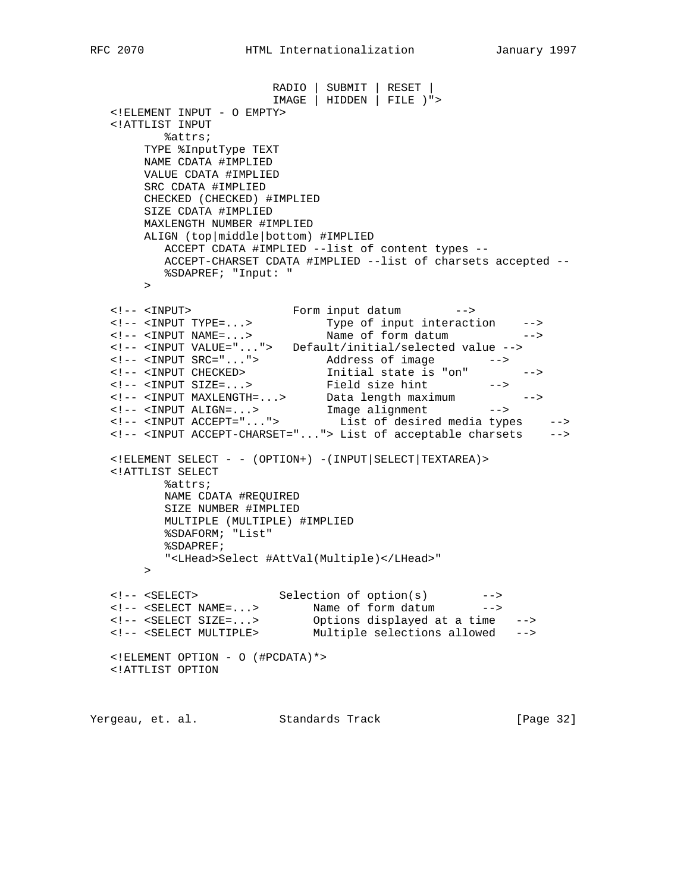```
                          RADIO | SUBMIT | RESET |
                          IMAGE | HIDDEN | FILE )">
   <!ELEMENT INPUT - O EMPTY>
   <!ATTLIST INPUT
           %attrs;
        TYPE %InputType TEXT
        NAME CDATA #IMPLIED
        VALUE CDATA #IMPLIED
        SRC CDATA #IMPLIED
        CHECKED (CHECKED) #IMPLIED
        SIZE CDATA #IMPLIED
        MAXLENGTH NUMBER #IMPLIED
        ALIGN (top|middle|bottom) #IMPLIED
           ACCEPT CDATA #IMPLIED --list of content types --
           ACCEPT-CHARSET CDATA #IMPLIED --list of charsets accepted --
           %SDAPREF; "Input: "
        >

   <!-- <INPUT>                Form input datum        -->
   <!-- <INPUT TYPE=...>            Type of input interaction    -->
   <!-- <INPUT NAME=...>            Name of form datum           -->
   <!-- <INPUT VALUE="...">    Default/initial/selected value -->
   <!-- <INPUT SRC="...">           Address of image        -->
   <!-- <INPUT CHECKED>             Initial state is "on"        -->
   <!-- <INPUT SIZE=...>            Field size hint         -->
   <!-- <INPUT MAXLENGTH=...>       Data length maximum          -->
   <!-- <INPUT ALIGN=...>           Image alignment         -->
   <!-- <INPUT ACCEPT="...">          List of desired media types    -->
   <!-- <INPUT ACCEPT-CHARSET="..."> List of acceptable charsets    -->

   <!ELEMENT SELECT - - (OPTION+) -(INPUT|SELECT|TEXTAREA)>
   <!ATTLIST SELECT
           %attrs;
           NAME CDATA #REQUIRED
           SIZE NUMBER #IMPLIED
           MULTIPLE (MULTIPLE) #IMPLIED
           %SDAFORM; "List"
           %SDAPREF;
           "<LHead>Select #AttVal(Multiple)</LHead>"
        >

   <!-- <SELECT>             Selection of option(s)        -->
   <!-- <SELECT NAME=...>         Name of form datum       -->
   <!-- <SELECT SIZE=...>         Options displayed at a time   -->
   <!-- <SELECT MULTIPLE>         Multiple selections allowed   -->

   <!ELEMENT OPTION - O (#PCDATA)*>
   <!ATTLIST OPTION
```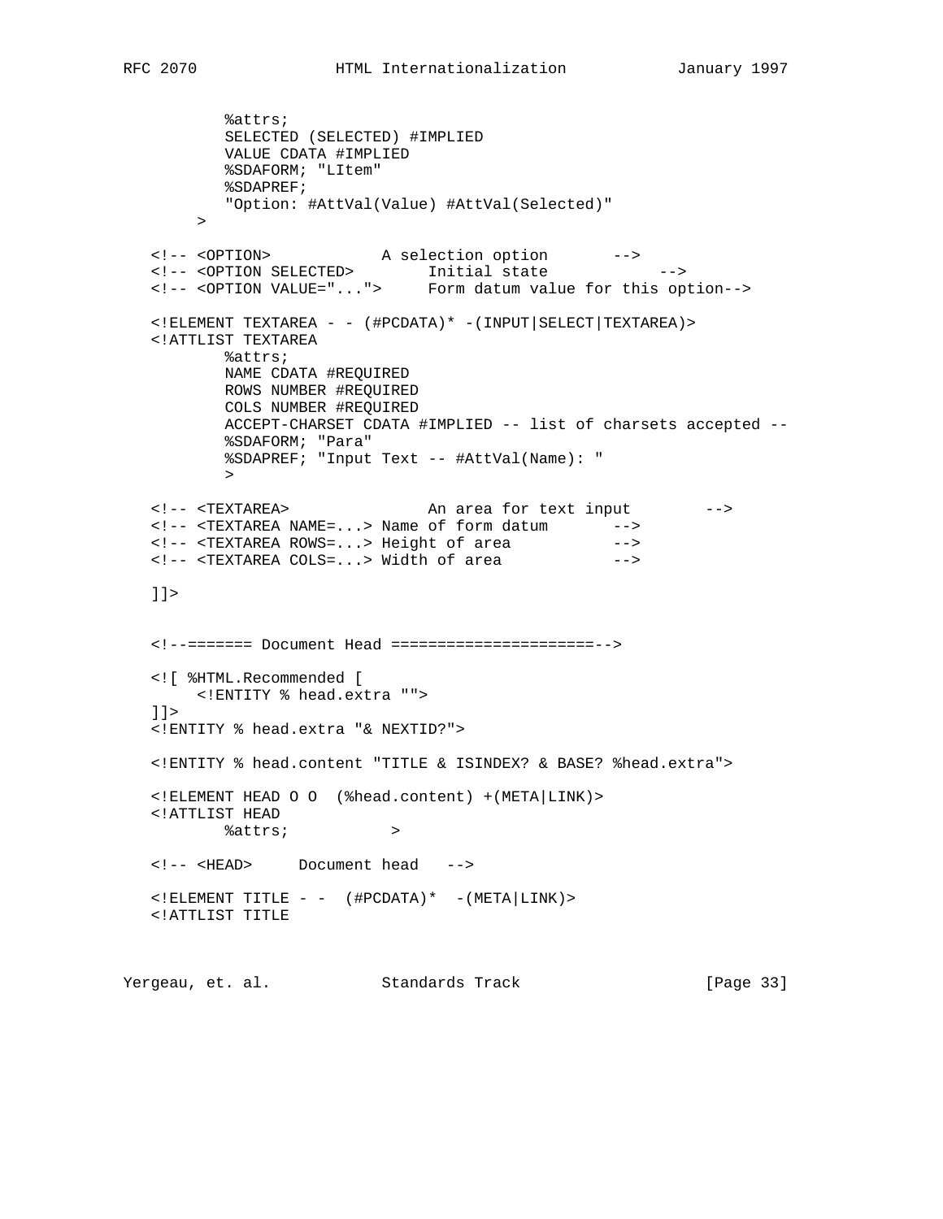```
          %attrs;
          SELECTED (SELECTED) #IMPLIED
          VALUE CDATA #IMPLIED
          %SDAFORM; "LItem"
          %SDAPREF;
          "Option: #AttVal(Value) #AttVal(Selected)"
       >

   <!-- <OPTION>            A selection option       -->
   <!-- <OPTION SELECTED>        Initial state            -->
   <!-- <OPTION VALUE="...">     Form datum value for this option-->

   <!ELEMENT TEXTAREA - - (#PCDATA)* -(INPUT|SELECT|TEXTAREA)>
   <!ATTLIST TEXTAREA
          %attrs;
          NAME CDATA #REQUIRED
          ROWS NUMBER #REQUIRED
          COLS NUMBER #REQUIRED
          ACCEPT-CHARSET CDATA #IMPLIED -- list of charsets accepted --
          %SDAFORM; "Para"
          %SDAPREF; "Input Text -- #AttVal(Name): "
          >

   <!-- <TEXTAREA>               An area for text input        -->
   <!-- <TEXTAREA NAME=...> Name of form datum       -->
   <!-- <TEXTAREA ROWS=...> Height of area           -->
   <!-- <TEXTAREA COLS=...> Width of area            -->

   ]]>


   <!--======= Document Head ======================-->

   <![ %HTML.Recommended [
       <!ENTITY % head.extra "">
   ]]>
   <!ENTITY % head.extra "& NEXTID?">

   <!ENTITY % head.content "TITLE & ISINDEX? & BASE? %head.extra">

   <!ELEMENT HEAD O O  (%head.content) +(META|LINK)>
   <!ATTLIST HEAD
          %attrs;           >

   <!-- <HEAD>     Document head   -->

   <!ELEMENT TITLE - -  (#PCDATA)*  -(META|LINK)>
   <!ATTLIST TITLE
```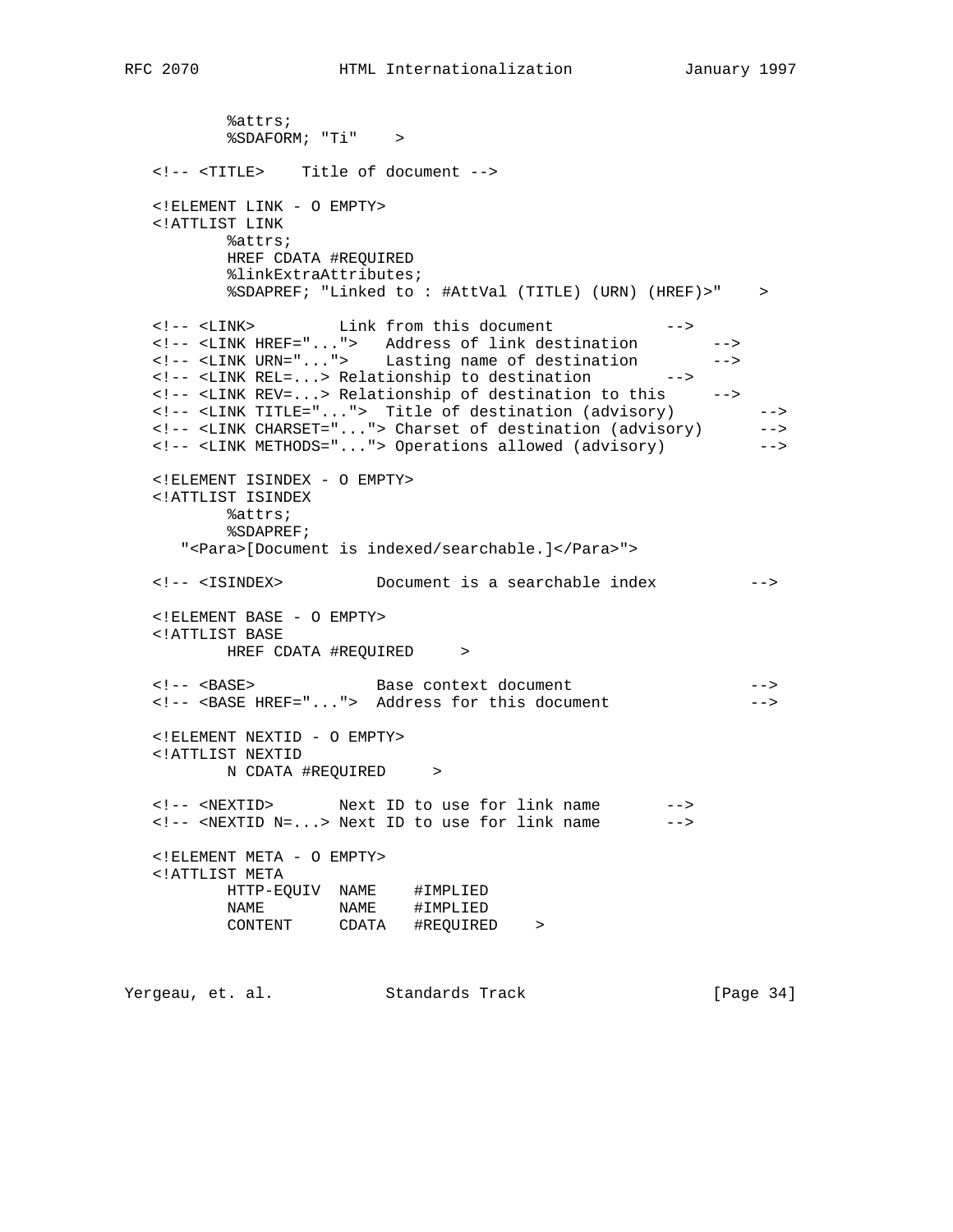```
          %attrs;
          %SDAFORM; "Ti"    >

   <!-- <TITLE>    Title of document -->

   <!ELEMENT LINK - O EMPTY>
   <!ATTLIST LINK
          %attrs;
          HREF CDATA #REQUIRED
          %linkExtraAttributes;
          %SDAPREF; "Linked to : #AttVal (TITLE) (URN) (HREF)>"    >

   <!-- <LINK>         Link from this document           -->
   <!-- <LINK HREF="...">   Address of link destination        -->
   <!-- <LINK URN="...">    Lasting name of destination        -->
   <!-- <LINK REL=...> Relationship to destination        -->
   <!-- <LINK REV=...> Relationship of destination to this     -->
   <!-- <LINK TITLE="...">  Title of destination (advisory)         -->
   <!-- <LINK CHARSET="..."> Charset of destination (advisory)      -->
   <!-- <LINK METHODS="..."> Operations allowed (advisory)          -->

   <!ELEMENT ISINDEX - O EMPTY>
   <!ATTLIST ISINDEX
          %attrs;
          %SDAPREF;
      "<Para>[Document is indexed/searchable.]</Para>">

   <!-- <ISINDEX>          Document is a searchable index          -->

   <!ELEMENT BASE - O EMPTY>
   <!ATTLIST BASE
          HREF CDATA #REQUIRED     >

   <!-- <BASE>             Base context document                   -->
   <!-- <BASE HREF="...">  Address for this document               -->

   <!ELEMENT NEXTID - O EMPTY>
   <!ATTLIST NEXTID
          N CDATA #REQUIRED     >

   <!-- <NEXTID>       Next ID to use for link name       -->
   <!-- <NEXTID N=...> Next ID to use for link name       -->

   <!ELEMENT META - O EMPTY>
   <!ATTLIST META
          HTTP-EQUIV  NAME    #IMPLIED
          NAME        NAME    #IMPLIED
          CONTENT     CDATA   #REQUIRED    >
```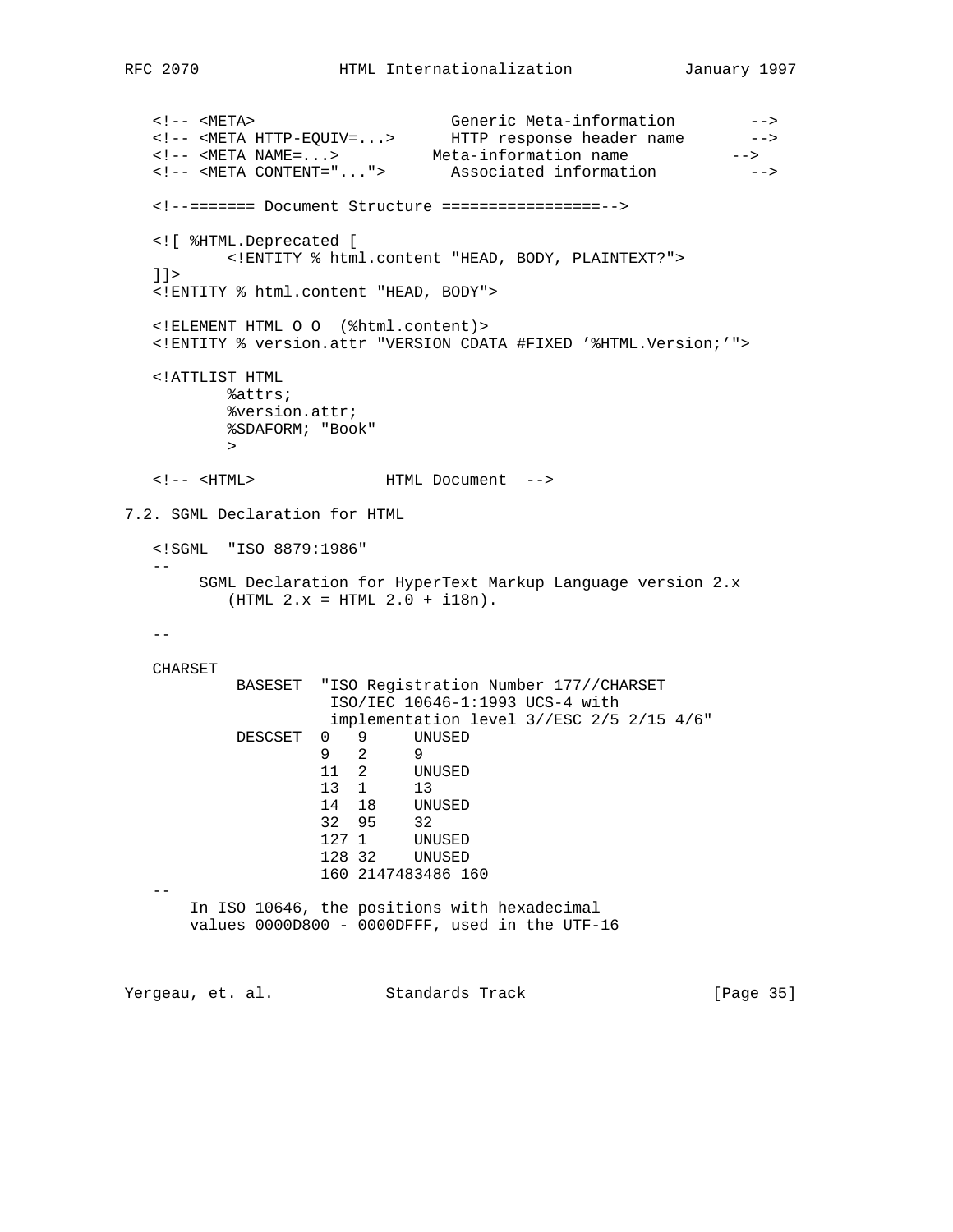```
   <!-- <META>                      Generic Meta-information        -->
   <!-- <META HTTP-EQUIV=...>       HTTP response header name       -->
   <!-- <META NAME=...>           Meta-information name           -->
   <!-- <META CONTENT="...">        Associated information          -->

   <!--======= Document Structure =================-->

   <![ %HTML.Deprecated [
           <!ENTITY % html.content "HEAD, BODY, PLAINTEXT?">
   ]]>
   <!ENTITY % html.content "HEAD, BODY">

   <!ELEMENT HTML O O  (%html.content)>
   <!ENTITY % version.attr "VERSION CDATA #FIXED '%HTML.Version;'">

   <!ATTLIST HTML
           %attrs;
           %version.attr;
           %SDAFORM; "Book"
           >

   <!-- <HTML>               HTML Document  -->
```

## 7.2. SGML Declaration for HTML

```
   <!SGML  "ISO 8879:1986"
   --
        SGML Declaration for HyperText Markup Language version 2.x
           (HTML 2.x = HTML 2.0 + i18n).

   --

   CHARSET
            BASESET  "ISO Registration Number 177//CHARSET
                      ISO/IEC 10646-1:1993 UCS-4 with
                      implementation level 3//ESC 2/5 2/15 4/6"
            DESCSET  0   9     UNUSED
                     9   2     9
                     11  2     UNUSED
                     13  1     13
                     14  18    UNUSED
                     32  95    32
                     127 1     UNUSED
                     128 32    UNUSED
                     160 2147483486 160
   --
       In ISO 10646, the positions with hexadecimal
       values 0000D800 - 0000DFFF, used in the UTF-16
```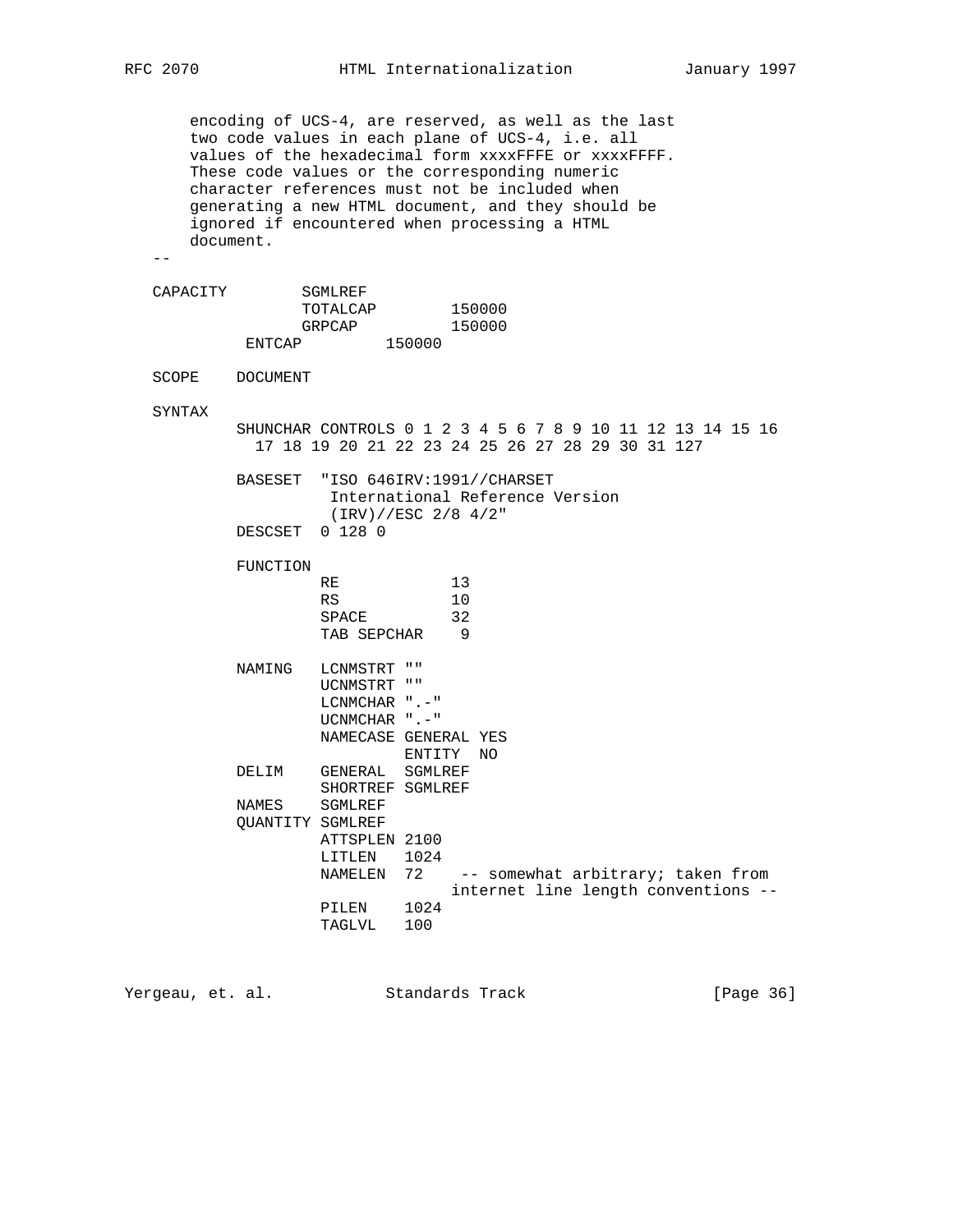```
       encoding of UCS-4, are reserved, as well as the last
       two code values in each plane of UCS-4, i.e. all
       values of the hexadecimal form xxxxFFFE or xxxxFFFF.
       These code values or the corresponding numeric
       character references must not be included when
       generating a new HTML document, and they should be
       ignored if encountered when processing a HTML
       document.
   --

   CAPACITY        SGMLREF
                   TOTALCAP        150000
                   GRPCAP          150000
             ENTCAP          150000

   SCOPE    DOCUMENT

   SYNTAX
            SHUNCHAR CONTROLS 0 1 2 3 4 5 6 7 8 9 10 11 12 13 14 15 16
              17 18 19 20 21 22 23 24 25 26 27 28 29 30 31 127

            BASESET  "ISO 646IRV:1991//CHARSET
                      International Reference Version
                      (IRV)//ESC 2/8 4/2"
            DESCSET  0 128 0

            FUNCTION
                     RE            13
                     RS            10
                     SPACE         32
                     TAB SEPCHAR    9

            NAMING   LCNMSTRT ""
                     UCNMSTRT ""
                     LCNMCHAR ".-"
                     UCNMCHAR ".-"
                     NAMECASE GENERAL YES
                              ENTITY  NO
            DELIM    GENERAL  SGMLREF
                     SHORTREF SGMLREF
            NAMES    SGMLREF
            QUANTITY SGMLREF
                     ATTSPLEN 2100
                     LITLEN   1024
                     NAMELEN  72    -- somewhat arbitrary; taken from
                                 internet line length conventions --
                     PILEN    1024
                     TAGLVL   100
```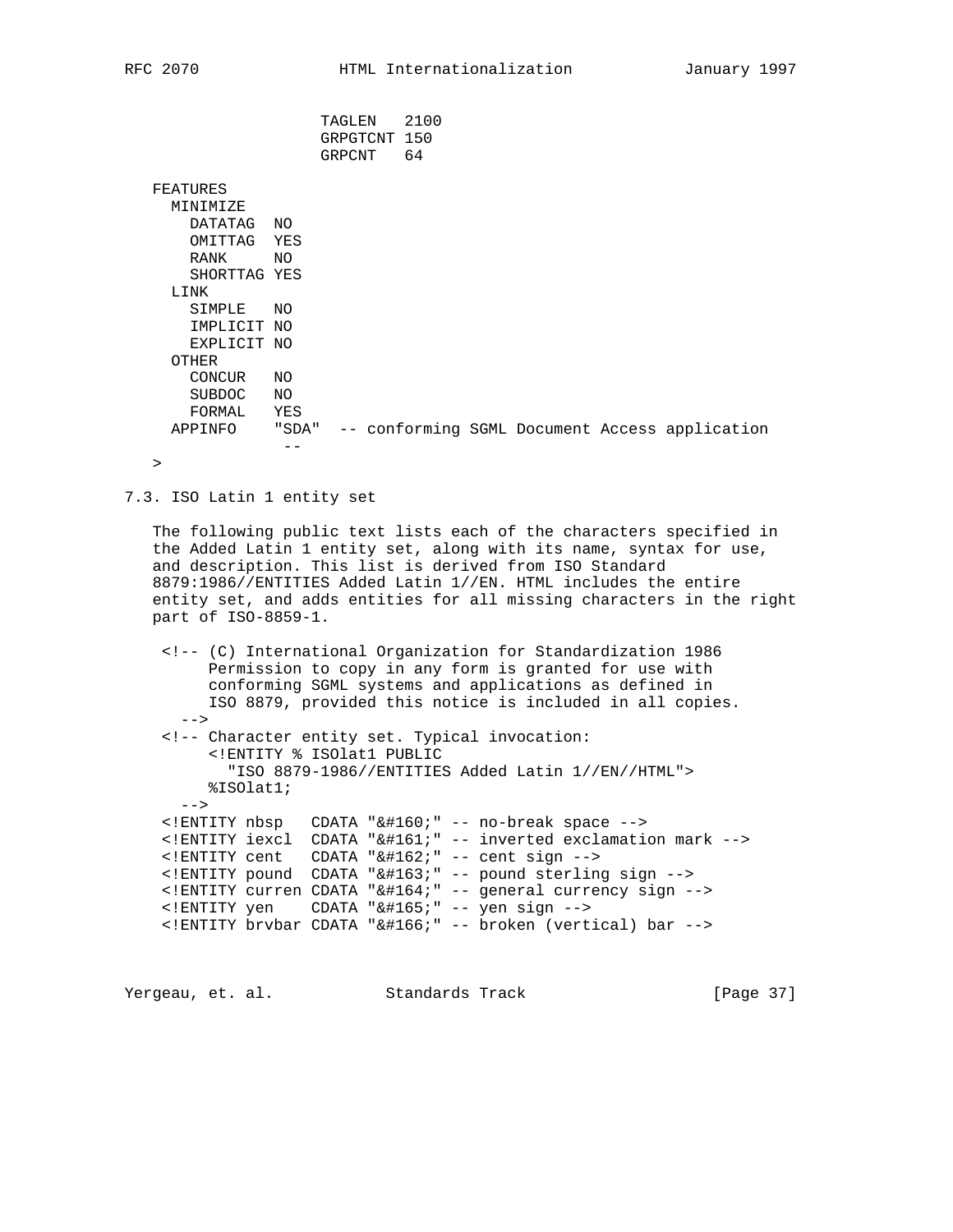```
                     TAGLEN   2100
                     GRPGTCNT 150
                     GRPCNT   64

   FEATURES
     MINIMIZE
       DATATAG  NO
       OMITTAG  YES
       RANK     NO
       SHORTTAG YES
     LINK
       SIMPLE   NO
       IMPLICIT NO
       EXPLICIT NO
     OTHER
       CONCUR   NO
       SUBDOC   NO
       FORMAL   YES
     APPINFO    "SDA"  -- conforming SGML Document Access application
                 --
   >
```

### 7.3. ISO Latin 1 entity set

The following public text lists each of the characters specified in the Added Latin 1 entity set, along with its name, syntax for use, and description. This list is derived from ISO Standard 8879:1986//ENTITIES Added Latin 1//EN. HTML includes the entire entity set, and adds entities for all missing characters in the right part of ISO-8859-1.

```
    <!-- (C) International Organization for Standardization 1986
         Permission to copy in any form is granted for use with
         conforming SGML systems and applications as defined in
         ISO 8879, provided this notice is included in all copies.
      -->
    <!-- Character entity set. Typical invocation:
         <!ENTITY % ISOlat1 PUBLIC
           "ISO 8879-1986//ENTITIES Added Latin 1//EN//HTML">
         %ISOlat1;
      -->
    <!ENTITY nbsp   CDATA "&#160;" -- no-break space -->
    <!ENTITY iexcl  CDATA "&#161;" -- inverted exclamation mark -->
    <!ENTITY cent   CDATA "&#162;" -- cent sign -->
    <!ENTITY pound  CDATA "&#163;" -- pound sterling sign -->
    <!ENTITY curren CDATA "&#164;" -- general currency sign -->
    <!ENTITY yen    CDATA "&#165;" -- yen sign -->
    <!ENTITY brvbar CDATA "&#166;" -- broken (vertical) bar -->
```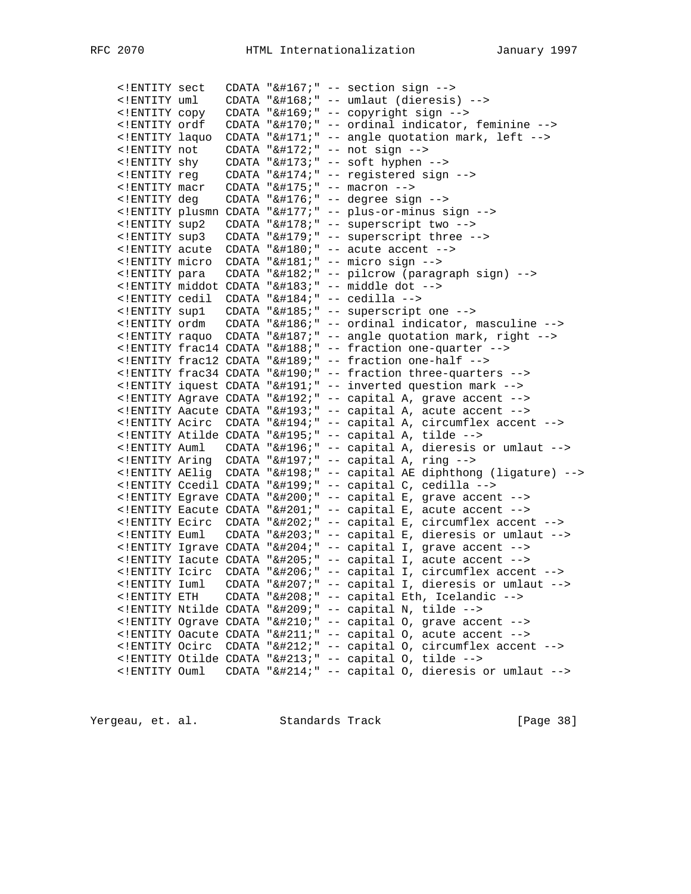```
   <!ENTITY sect   CDATA "&#167;" -- section sign -->
   <!ENTITY uml    CDATA "&#168;" -- umlaut (dieresis) -->
   <!ENTITY copy   CDATA "&#169;" -- copyright sign -->
   <!ENTITY ordf   CDATA "&#170;" -- ordinal indicator, feminine -->
   <!ENTITY laquo  CDATA "&#171;" -- angle quotation mark, left -->
   <!ENTITY not    CDATA "&#172;" -- not sign -->
   <!ENTITY shy    CDATA "&#173;" -- soft hyphen -->
   <!ENTITY reg    CDATA "&#174;" -- registered sign -->
   <!ENTITY macr   CDATA "&#175;" -- macron -->
   <!ENTITY deg    CDATA "&#176;" -- degree sign -->
   <!ENTITY plusmn CDATA "&#177;" -- plus-or-minus sign -->
   <!ENTITY sup2   CDATA "&#178;" -- superscript two -->
   <!ENTITY sup3   CDATA "&#179;" -- superscript three -->
   <!ENTITY acute  CDATA "&#180;" -- acute accent -->
   <!ENTITY micro  CDATA "&#181;" -- micro sign -->
   <!ENTITY para   CDATA "&#182;" -- pilcrow (paragraph sign) -->
   <!ENTITY middot CDATA "&#183;" -- middle dot -->
   <!ENTITY cedil  CDATA "&#184;" -- cedilla -->
   <!ENTITY sup1   CDATA "&#185;" -- superscript one -->
   <!ENTITY ordm   CDATA "&#186;" -- ordinal indicator, masculine -->
   <!ENTITY raquo  CDATA "&#187;" -- angle quotation mark, right -->
   <!ENTITY frac14 CDATA "&#188;" -- fraction one-quarter -->
   <!ENTITY frac12 CDATA "&#189;" -- fraction one-half -->
   <!ENTITY frac34 CDATA "&#190;" -- fraction three-quarters -->
   <!ENTITY iquest CDATA "&#191;" -- inverted question mark -->
   <!ENTITY Agrave CDATA "&#192;" -- capital A, grave accent -->
   <!ENTITY Aacute CDATA "&#193;" -- capital A, acute accent -->
   <!ENTITY Acirc  CDATA "&#194;" -- capital A, circumflex accent -->
   <!ENTITY Atilde CDATA "&#195;" -- capital A, tilde -->
   <!ENTITY Auml   CDATA "&#196;" -- capital A, dieresis or umlaut -->
   <!ENTITY Aring  CDATA "&#197;" -- capital A, ring -->
   <!ENTITY AElig  CDATA "&#198;" -- capital AE diphthong (ligature) -->
   <!ENTITY Ccedil CDATA "&#199;" -- capital C, cedilla -->
   <!ENTITY Egrave CDATA "&#200;" -- capital E, grave accent -->
   <!ENTITY Eacute CDATA "&#201;" -- capital E, acute accent -->
   <!ENTITY Ecirc  CDATA "&#202;" -- capital E, circumflex accent -->
   <!ENTITY Euml   CDATA "&#203;" -- capital E, dieresis or umlaut -->
   <!ENTITY Igrave CDATA "&#204;" -- capital I, grave accent -->
   <!ENTITY Iacute CDATA "&#205;" -- capital I, acute accent -->
   <!ENTITY Icirc  CDATA "&#206;" -- capital I, circumflex accent -->
   <!ENTITY Iuml   CDATA "&#207;" -- capital I, dieresis or umlaut -->
   <!ENTITY ETH    CDATA "&#208;" -- capital Eth, Icelandic -->
   <!ENTITY Ntilde CDATA "&#209;" -- capital N, tilde -->
   <!ENTITY Ograve CDATA "&#210;" -- capital O, grave accent -->
   <!ENTITY Oacute CDATA "&#211;" -- capital O, acute accent -->
   <!ENTITY Ocirc  CDATA "&#212;" -- capital O, circumflex accent -->
   <!ENTITY Otilde CDATA "&#213;" -- capital O, tilde -->
   <!ENTITY Ouml   CDATA "&#214;" -- capital O, dieresis or umlaut -->
```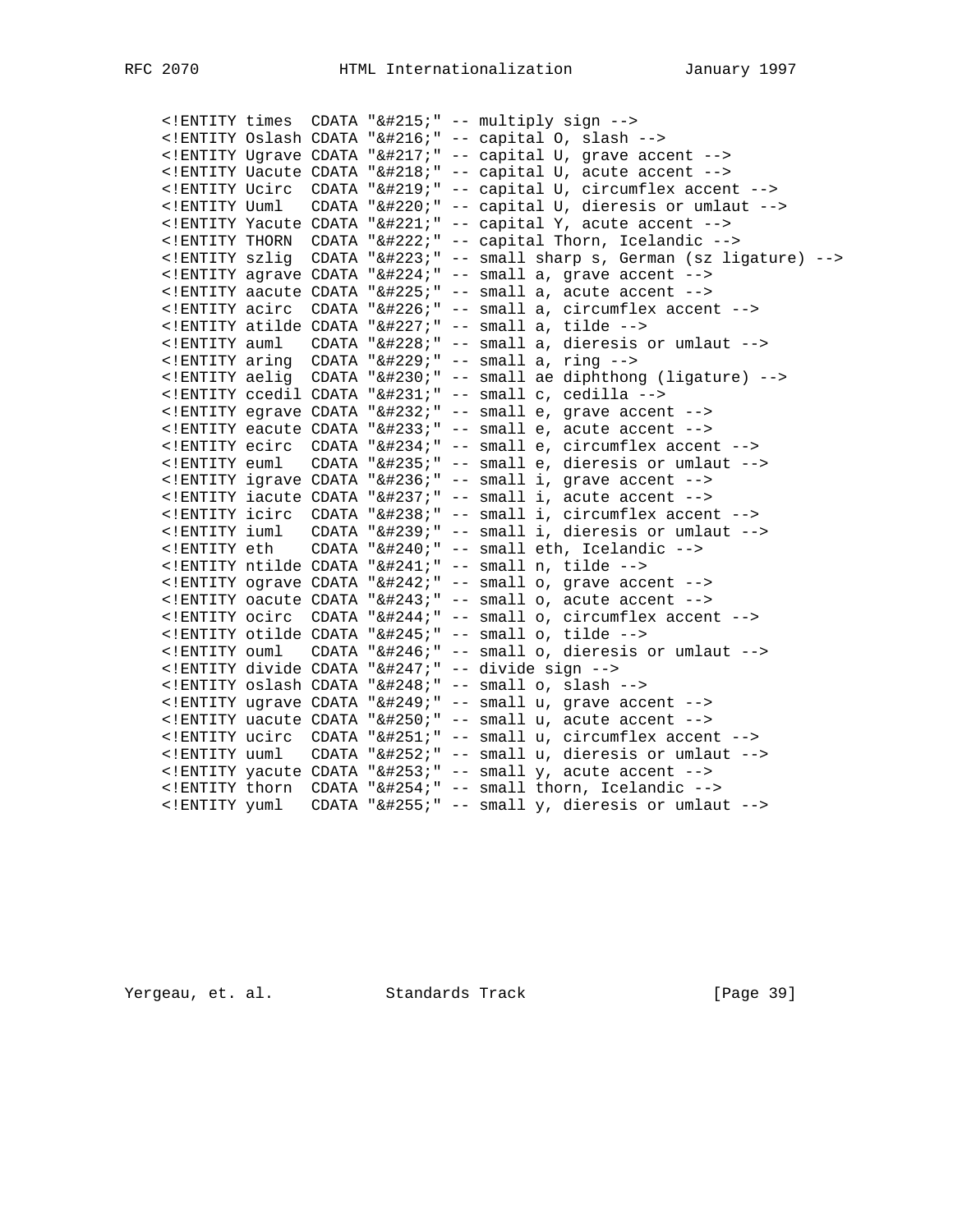```
<!ENTITY times  CDATA "&#215;" -- multiply sign -->
<!ENTITY Oslash CDATA "&#216;" -- capital O, slash -->
<!ENTITY Ugrave CDATA "&#217;" -- capital U, grave accent -->
<!ENTITY Uacute CDATA "&#218;" -- capital U, acute accent -->
<!ENTITY Ucirc  CDATA "&#219;" -- capital U, circumflex accent -->
<!ENTITY Uuml   CDATA "&#220;" -- capital U, dieresis or umlaut -->
<!ENTITY Yacute CDATA "&#221;" -- capital Y, acute accent -->
<!ENTITY THORN  CDATA "&#222;" -- capital Thorn, Icelandic -->
<!ENTITY szlig  CDATA "&#223;" -- small sharp s, German (sz ligature) -->
<!ENTITY agrave CDATA "&#224;" -- small a, grave accent -->
<!ENTITY aacute CDATA "&#225;" -- small a, acute accent -->
<!ENTITY acirc  CDATA "&#226;" -- small a, circumflex accent -->
<!ENTITY atilde CDATA "&#227;" -- small a, tilde -->
<!ENTITY auml   CDATA "&#228;" -- small a, dieresis or umlaut -->
<!ENTITY aring  CDATA "&#229;" -- small a, ring -->
<!ENTITY aelig  CDATA "&#230;" -- small ae diphthong (ligature) -->
<!ENTITY ccedil CDATA "&#231;" -- small c, cedilla -->
<!ENTITY egrave CDATA "&#232;" -- small e, grave accent -->
<!ENTITY eacute CDATA "&#233;" -- small e, acute accent -->
<!ENTITY ecirc  CDATA "&#234;" -- small e, circumflex accent -->
<!ENTITY euml   CDATA "&#235;" -- small e, dieresis or umlaut -->
<!ENTITY igrave CDATA "&#236;" -- small i, grave accent -->
<!ENTITY iacute CDATA "&#237;" -- small i, acute accent -->
<!ENTITY icirc  CDATA "&#238;" -- small i, circumflex accent -->
<!ENTITY iuml   CDATA "&#239;" -- small i, dieresis or umlaut -->
<!ENTITY eth    CDATA "&#240;" -- small eth, Icelandic -->
<!ENTITY ntilde CDATA "&#241;" -- small n, tilde -->
<!ENTITY ograve CDATA "&#242;" -- small o, grave accent -->
<!ENTITY oacute CDATA "&#243;" -- small o, acute accent -->
<!ENTITY ocirc  CDATA "&#244;" -- small o, circumflex accent -->
<!ENTITY otilde CDATA "&#245;" -- small o, tilde -->
<!ENTITY ouml   CDATA "&#246;" -- small o, dieresis or umlaut -->
<!ENTITY divide CDATA "&#247;" -- divide sign -->
<!ENTITY oslash CDATA "&#248;" -- small o, slash -->
<!ENTITY ugrave CDATA "&#249;" -- small u, grave accent -->
<!ENTITY uacute CDATA "&#250;" -- small u, acute accent -->
<!ENTITY ucirc  CDATA "&#251;" -- small u, circumflex accent -->
<!ENTITY uuml   CDATA "&#252;" -- small u, dieresis or umlaut -->
<!ENTITY yacute CDATA "&#253;" -- small y, acute accent -->
<!ENTITY thorn  CDATA "&#254;" -- small thorn, Icelandic -->
<!ENTITY yuml   CDATA "&#255;" -- small y, dieresis or umlaut -->
```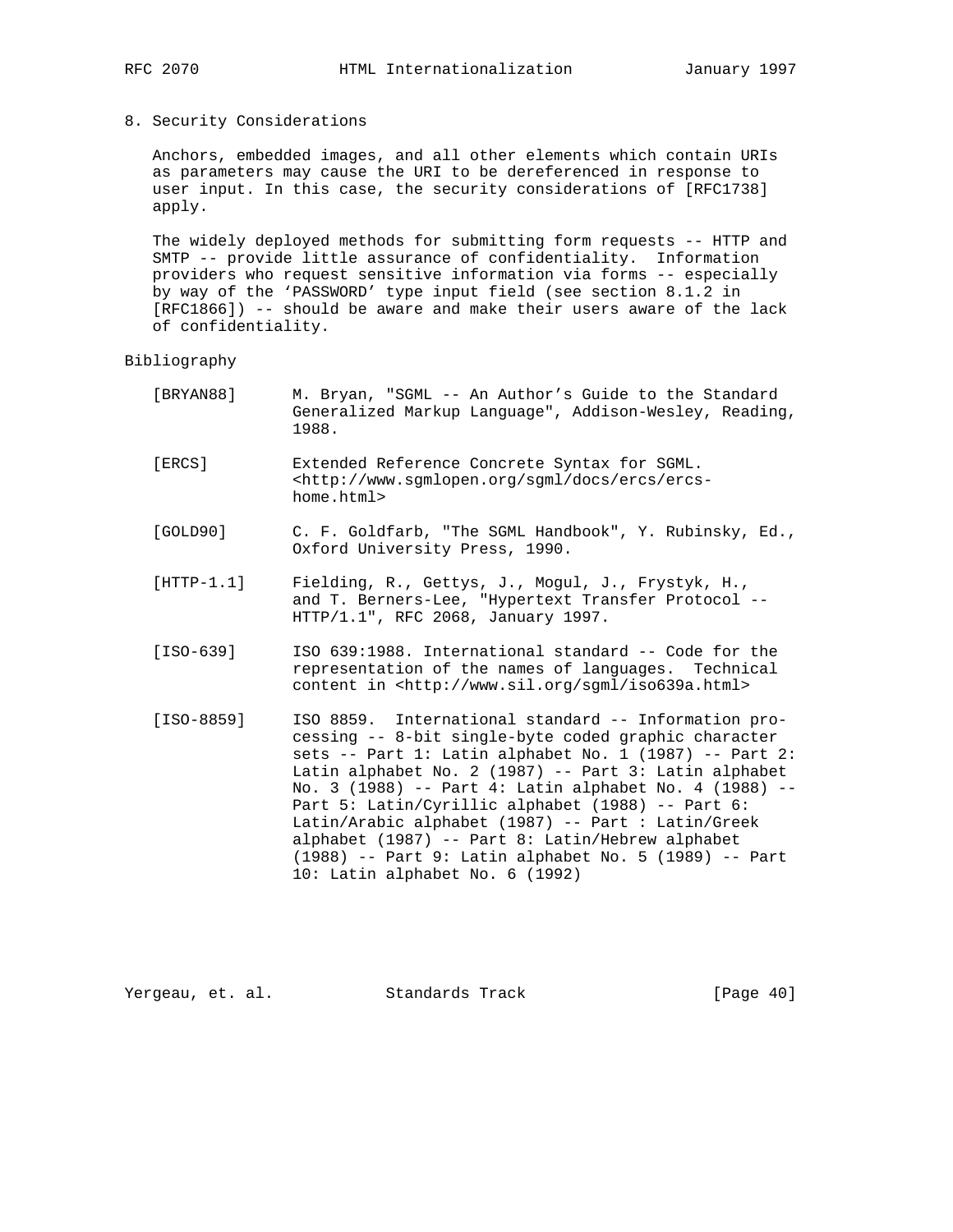## 8. Security Considerations

Anchors, embedded images, and all other elements which contain URIs as parameters may cause the URI to be dereferenced in response to user input. In this case, the security considerations of [RFC1738] apply.

The widely deployed methods for submitting form requests -- HTTP and SMTP -- provide little assurance of confidentiality. Information providers who request sensitive information via forms -- especially by way of the 'PASSWORD' type input field (see section 8.1.2 in [RFC1866]) -- should be aware and make their users aware of the lack of confidentiality.

## Bibliography

[BRYAN88] M. Bryan, "SGML -- An Author's Guide to the Standard Generalized Markup Language", Addison-Wesley, Reading, 1988.

[ERCS] Extended Reference Concrete Syntax for SGML. <http://www.sgmlopen.org/sgml/docs/ercs/ercs-home.html>

[GOLD90] C. F. Goldfarb, "The SGML Handbook", Y. Rubinsky, Ed., Oxford University Press, 1990.

[HTTP-1.1] Fielding, R., Gettys, J., Mogul, J., Frystyk, H., and T. Berners-Lee, "Hypertext Transfer Protocol -- HTTP/1.1", RFC 2068, January 1997.

[ISO-639] ISO 639:1988. International standard -- Code for the representation of the names of languages. Technical content in <http://www.sil.org/sgml/iso639a.html>

[ISO-8859] ISO 8859. International standard -- Information processing -- 8-bit single-byte coded graphic character sets -- Part 1: Latin alphabet No. 1 (1987) -- Part 2: Latin alphabet No. 2 (1987) -- Part 3: Latin alphabet No. 3 (1988) -- Part 4: Latin alphabet No. 4 (1988) -- Part 5: Latin/Cyrillic alphabet (1988) -- Part 6: Latin/Arabic alphabet (1987) -- Part : Latin/Greek alphabet (1987) -- Part 8: Latin/Hebrew alphabet (1988) -- Part 9: Latin alphabet No. 5 (1989) -- Part 10: Latin alphabet No. 6 (1992)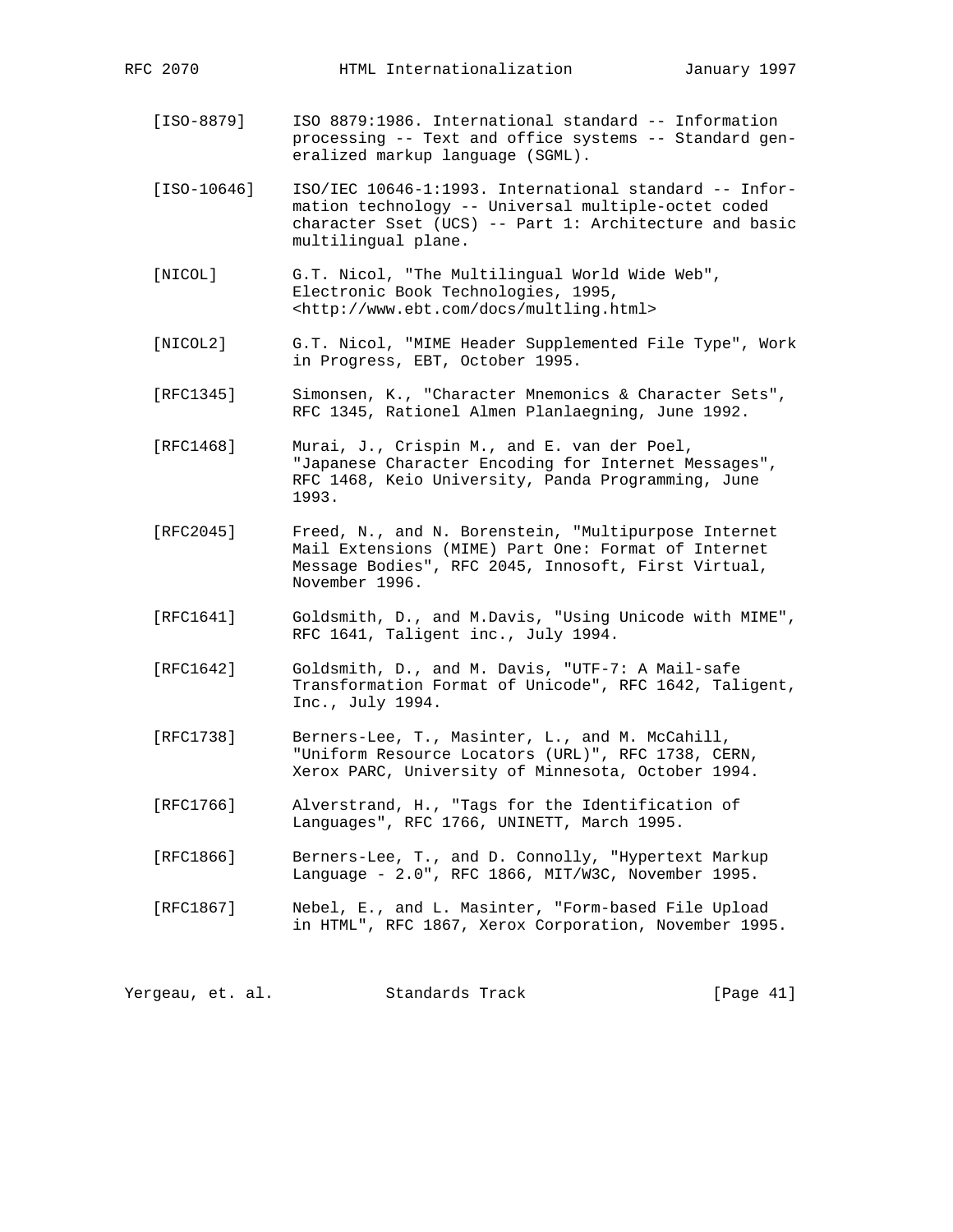[ISO-8879] ISO 8879:1986. International standard -- Information processing -- Text and office systems -- Standard generalized markup language (SGML).

[ISO-10646] ISO/IEC 10646-1:1993. International standard -- Information technology -- Universal multiple-octet coded character Sset (UCS) -- Part 1: Architecture and basic multilingual plane.

[NICOL] G.T. Nicol, "The Multilingual World Wide Web", Electronic Book Technologies, 1995, <http://www.ebt.com/docs/multling.html>

[NICOL2] G.T. Nicol, "MIME Header Supplemented File Type", Work in Progress, EBT, October 1995.

[RFC1345] Simonsen, K., "Character Mnemonics & Character Sets", RFC 1345, Rationel Almen Planlaegning, June 1992.

[RFC1468] Murai, J., Crispin M., and E. van der Poel, "Japanese Character Encoding for Internet Messages", RFC 1468, Keio University, Panda Programming, June 1993.

[RFC2045] Freed, N., and N. Borenstein, "Multipurpose Internet Mail Extensions (MIME) Part One: Format of Internet Message Bodies", RFC 2045, Innosoft, First Virtual, November 1996.

[RFC1641] Goldsmith, D., and M.Davis, "Using Unicode with MIME", RFC 1641, Taligent inc., July 1994.

[RFC1642] Goldsmith, D., and M. Davis, "UTF-7: A Mail-safe Transformation Format of Unicode", RFC 1642, Taligent, Inc., July 1994.

[RFC1738] Berners-Lee, T., Masinter, L., and M. McCahill, "Uniform Resource Locators (URL)", RFC 1738, CERN, Xerox PARC, University of Minnesota, October 1994.

[RFC1766] Alverstrand, H., "Tags for the Identification of Languages", RFC 1766, UNINETT, March 1995.

[RFC1866] Berners-Lee, T., and D. Connolly, "Hypertext Markup Language - 2.0", RFC 1866, MIT/W3C, November 1995.

[RFC1867] Nebel, E., and L. Masinter, "Form-based File Upload in HTML", RFC 1867, Xerox Corporation, November 1995.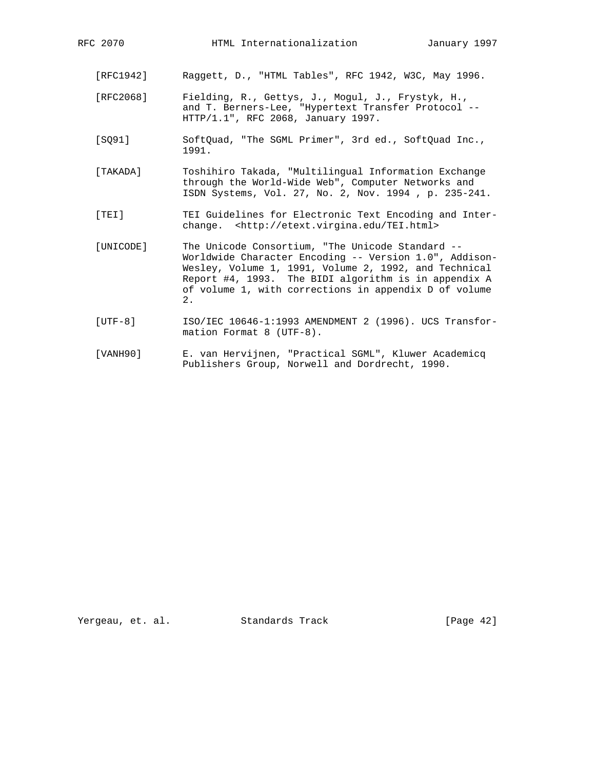[RFC1942] Raggett, D., "HTML Tables", RFC 1942, W3C, May 1996.

[RFC2068] Fielding, R., Gettys, J., Mogul, J., Frystyk, H., and T. Berners-Lee, "Hypertext Transfer Protocol -- HTTP/1.1", RFC 2068, January 1997.

[SQ91] SoftQuad, "The SGML Primer", 3rd ed., SoftQuad Inc., 1991.

[TAKADA] Toshihiro Takada, "Multilingual Information Exchange through the World-Wide Web", Computer Networks and ISDN Systems, Vol. 27, No. 2, Nov. 1994 , p. 235-241.

[TEI] TEI Guidelines for Electronic Text Encoding and Interchange. <http://etext.virgina.edu/TEI.html>

[UNICODE] The Unicode Consortium, "The Unicode Standard -- Worldwide Character Encoding -- Version 1.0", Addison-Wesley, Volume 1, 1991, Volume 2, 1992, and Technical Report #4, 1993. The BIDI algorithm is in appendix A of volume 1, with corrections in appendix D of volume 2.

[UTF-8] ISO/IEC 10646-1:1993 AMENDMENT 2 (1996). UCS Transformation Format 8 (UTF-8).

[VANH90] E. van Hervijnen, "Practical SGML", Kluwer Academicq Publishers Group, Norwell and Dordrecht, 1990.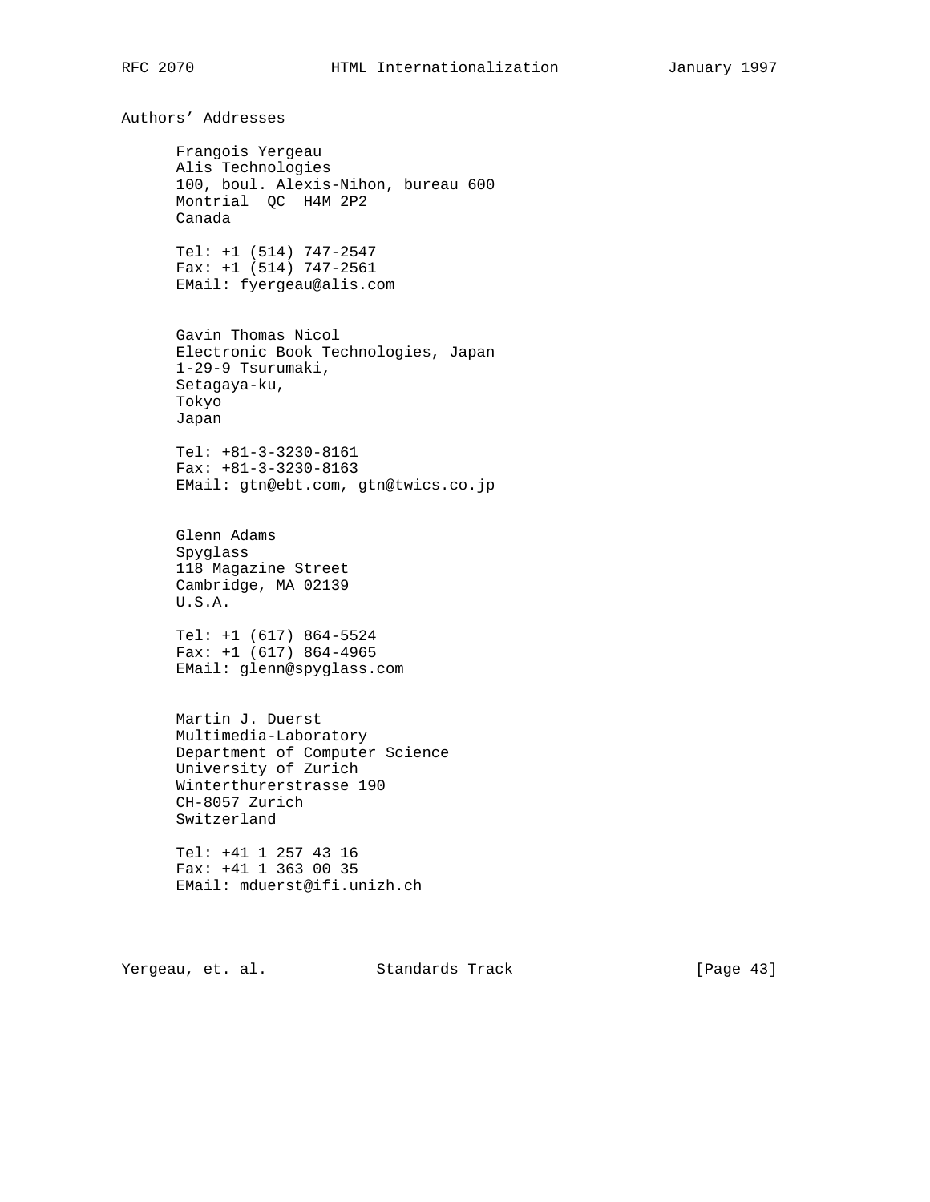## Authors' Addresses

Frangois Yergeau
Alis Technologies
100, boul. Alexis-Nihon, bureau 600
Montrial  QC  H4M 2P2
Canada

Tel: +1 (514) 747-2547
Fax: +1 (514) 747-2561
EMail: fyergeau@alis.com

Gavin Thomas Nicol
Electronic Book Technologies, Japan
1-29-9 Tsurumaki,
Setagaya-ku,
Tokyo
Japan

Tel: +81-3-3230-8161
Fax: +81-3-3230-8163
EMail: gtn@ebt.com, gtn@twics.co.jp

Glenn Adams
Spyglass
118 Magazine Street
Cambridge, MA 02139
U.S.A.

Tel: +1 (617) 864-5524
Fax: +1 (617) 864-4965
EMail: glenn@spyglass.com

Martin J. Duerst
Multimedia-Laboratory
Department of Computer Science
University of Zurich
Winterthurerstrasse 190
CH-8057 Zurich
Switzerland

Tel: +41 1 257 43 16
Fax: +41 1 363 00 35
EMail: mduerst@ifi.unizh.ch